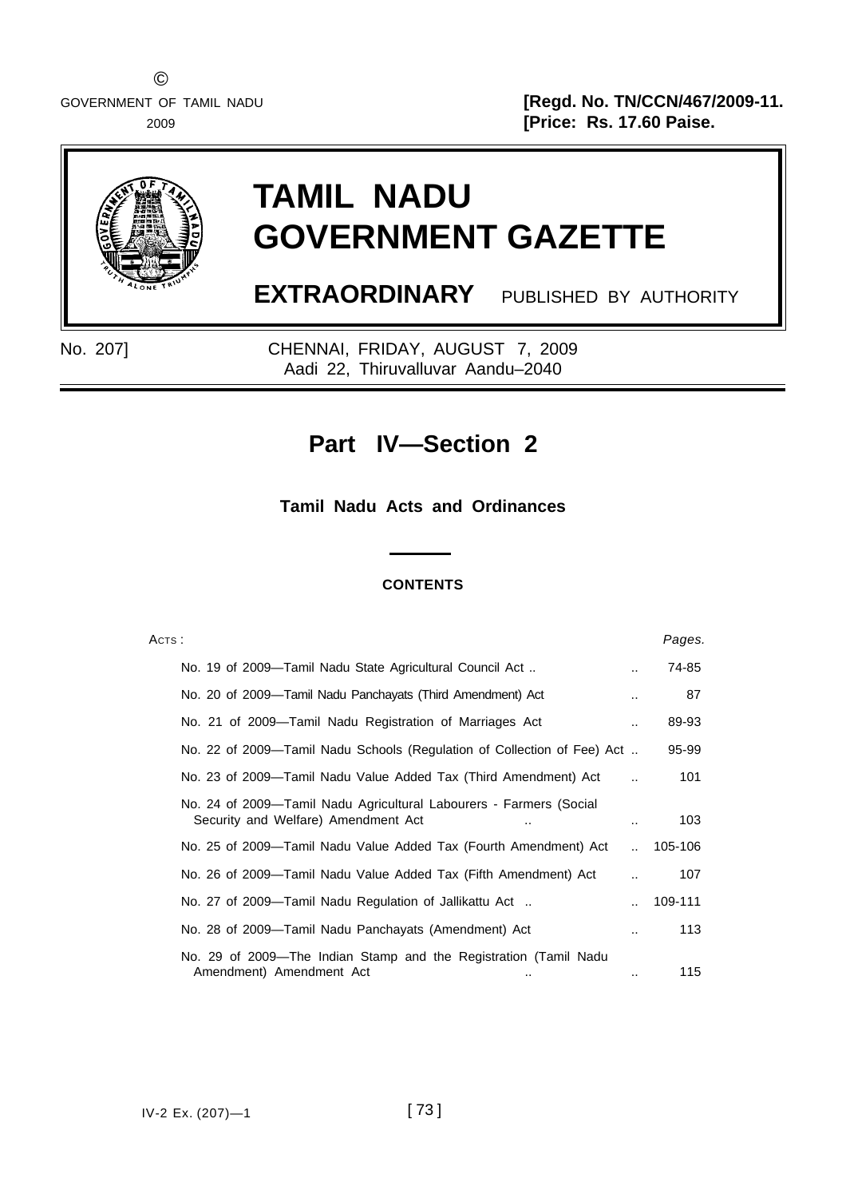©

GOVERNMENT OF TAMIL NADU
2009

**[Regd. No. TN/CCN/467/2009-11.**
**[Price: Rs. 17.60 Paise.**

# TAMIL NADU GOVERNMENT GAZETTE

**EXTRAORDINARY** PUBLISHED BY AUTHORITY

No. 207] CHENNAI, FRIDAY, AUGUST 7, 2009
Aadi 22, Thiruvalluvar Aandu–2040

## Part IV—Section 2

### Tamil Nadu Acts and Ordinances

**CONTENTS**

| ACTS : | | *Pages.* |
|---|---|---|
| No. 19 of 2009—Tamil Nadu State Agricultural Council Act .. | .. | 74-85 |
| No. 20 of 2009—Tamil Nadu Panchayats (Third Amendment) Act | .. | 87 |
| No. 21 of 2009—Tamil Nadu Registration of Marriages Act | .. | 89-93 |
| No. 22 of 2009—Tamil Nadu Schools (Regulation of Collection of Fee) Act .. | | 95-99 |
| No. 23 of 2009—Tamil Nadu Value Added Tax (Third Amendment) Act | .. | 101 |
| No. 24 of 2009—Tamil Nadu Agricultural Labourers - Farmers (Social Security and Welfare) Amendment Act .. | .. | 103 |
| No. 25 of 2009—Tamil Nadu Value Added Tax (Fourth Amendment) Act | .. | 105-106 |
| No. 26 of 2009—Tamil Nadu Value Added Tax (Fifth Amendment) Act | .. | 107 |
| No. 27 of 2009—Tamil Nadu Regulation of Jallikattu Act .. | .. | 109-111 |
| No. 28 of 2009—Tamil Nadu Panchayats (Amendment) Act | .. | 113 |
| No. 29 of 2009—The Indian Stamp and the Registration (Tamil Nadu Amendment) Amendment Act .. | .. | 115 |

IV-2 Ex. (207)—1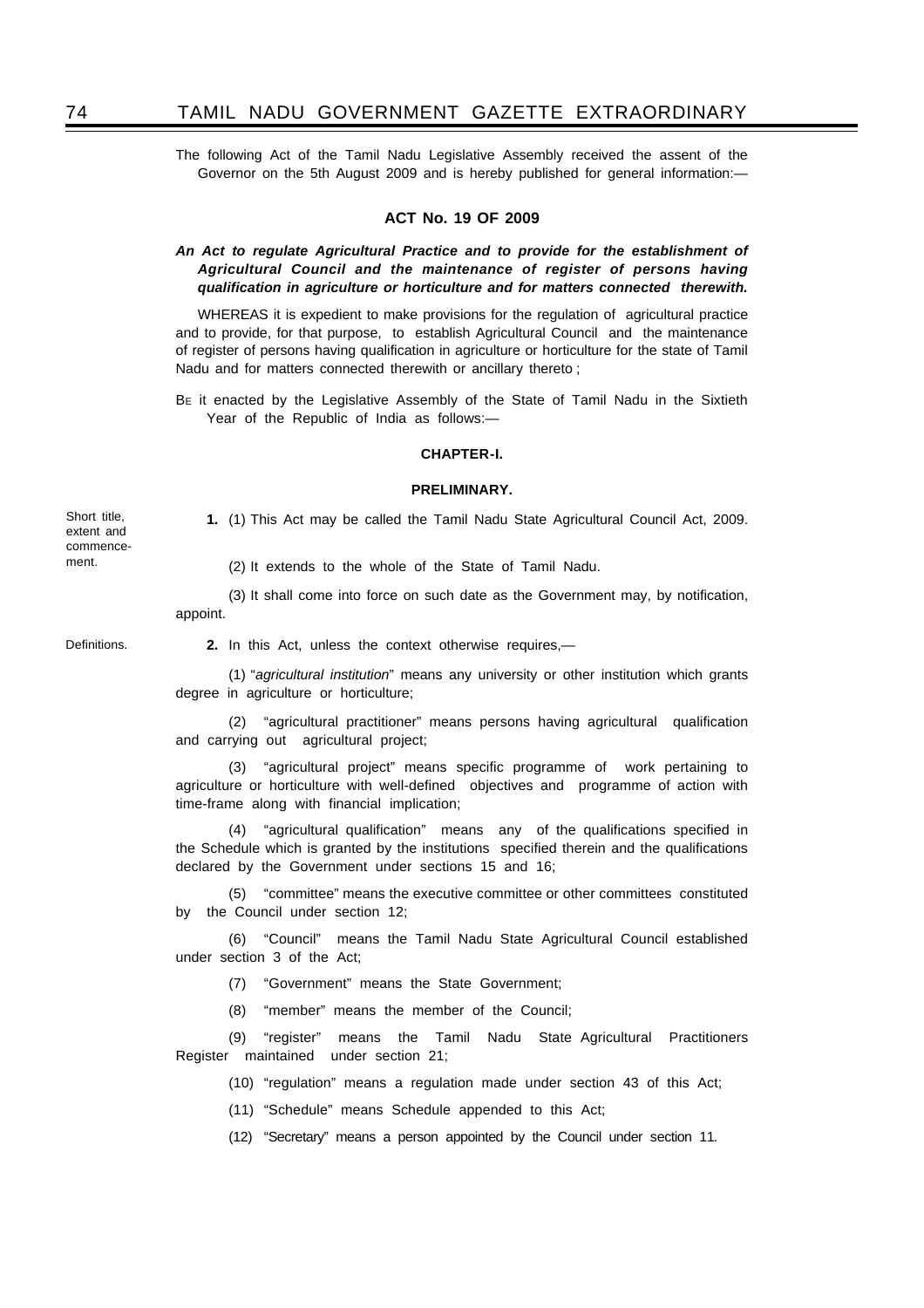The following Act of the Tamil Nadu Legislative Assembly received the assent of the Governor on the 5th August 2009 and is hereby published for general information:—

## ACT No. 19 OF 2009

***An Act to regulate Agricultural Practice and to provide for the establishment of Agricultural Council and the maintenance of register of persons having qualification in agriculture or horticulture and for matters connected therewith.***

WHEREAS it is expedient to make provisions for the regulation of agricultural practice and to provide, for that purpose, to establish Agricultural Council and the maintenance of register of persons having qualification in agriculture or horticulture for the state of Tamil Nadu and for matters connected therewith or ancillary thereto ;

BE it enacted by the Legislative Assembly of the State of Tamil Nadu in the Sixtieth Year of the Republic of India as follows:—

### CHAPTER-I.

### PRELIMINARY.

Short title, extent and commencement.

**1.** (1) This Act may be called the Tamil Nadu State Agricultural Council Act, 2009.

(2) It extends to the whole of the State of Tamil Nadu.

(3) It shall come into force on such date as the Government may, by notification, appoint.

Definitions.

**2.** In this Act, unless the context otherwise requires,—

(1) "*agricultural institution*" means any university or other institution which grants degree in agriculture or horticulture;

(2) "agricultural practitioner" means persons having agricultural qualification and carrying out agricultural project;

(3) "agricultural project" means specific programme of work pertaining to agriculture or horticulture with well-defined objectives and programme of action with time-frame along with financial implication;

(4) "agricultural qualification" means any of the qualifications specified in the Schedule which is granted by the institutions specified therein and the qualifications declared by the Government under sections 15 and 16;

(5) "committee" means the executive committee or other committees constituted by the Council under section 12;

(6) "Council" means the Tamil Nadu State Agricultural Council established under section 3 of the Act;

(7) "Government" means the State Government;

(8) "member" means the member of the Council;

(9) "register" means the Tamil Nadu State Agricultural Practitioners Register maintained under section 21;

(10) "regulation" means a regulation made under section 43 of this Act;

(11) "Schedule" means Schedule appended to this Act;

(12) "Secretary" means a person appointed by the Council under section 11.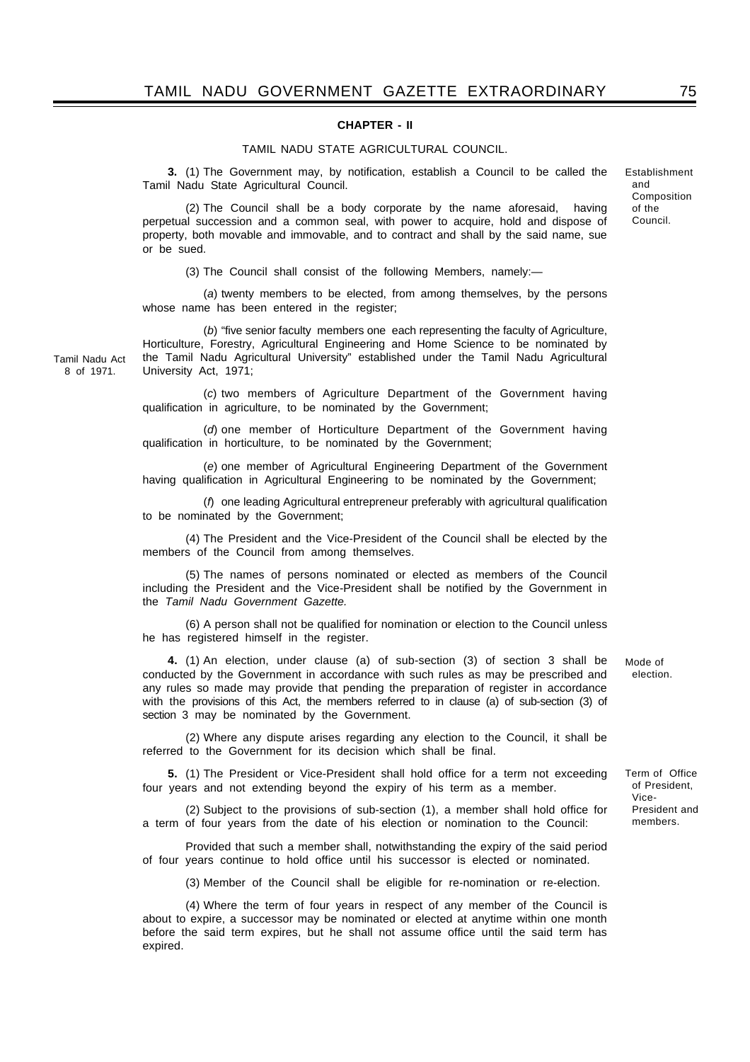**CHAPTER - II**

TAMIL NADU STATE AGRICULTURAL COUNCIL.

Establishment and Composition of the Council.

**3.** (1) The Government may, by notification, establish a Council to be called the Tamil Nadu State Agricultural Council.

(2) The Council shall be a body corporate by the name aforesaid, having perpetual succession and a common seal, with power to acquire, hold and dispose of property, both movable and immovable, and to contract and shall by the said name, sue or be sued.

(3) The Council shall consist of the following Members, namely:—

(*a*) twenty members to be elected, from among themselves, by the persons whose name has been entered in the register;

(*b*) "five senior faculty members one each representing the faculty of Agriculture, Horticulture, Forestry, Agricultural Engineering and Home Science to be nominated by the Tamil Nadu Agricultural University" established under the Tamil Nadu Agricultural University Act, 1971;

Tamil Nadu Act 8 of 1971.

(*c*) two members of Agriculture Department of the Government having qualification in agriculture, to be nominated by the Government;

(*d*) one member of Horticulture Department of the Government having qualification in horticulture, to be nominated by the Government;

(*e*) one member of Agricultural Engineering Department of the Government having qualification in Agricultural Engineering to be nominated by the Government;

(*f*) one leading Agricultural entrepreneur preferably with agricultural qualification to be nominated by the Government;

(4) The President and the Vice-President of the Council shall be elected by the members of the Council from among themselves.

(5) The names of persons nominated or elected as members of the Council including the President and the Vice-President shall be notified by the Government in the *Tamil Nadu Government Gazette.*

(6) A person shall not be qualified for nomination or election to the Council unless he has registered himself in the register.

Mode of election.

**4.** (1) An election, under clause (a) of sub-section (3) of section 3 shall be conducted by the Government in accordance with such rules as may be prescribed and any rules so made may provide that pending the preparation of register in accordance with the provisions of this Act, the members referred to in clause (a) of sub-section (3) of section 3 may be nominated by the Government.

(2) Where any dispute arises regarding any election to the Council, it shall be referred to the Government for its decision which shall be final.

Term of Office of President, Vice-President and members.

**5.** (1) The President or Vice-President shall hold office for a term not exceeding four years and not extending beyond the expiry of his term as a member.

(2) Subject to the provisions of sub-section (1), a member shall hold office for a term of four years from the date of his election or nomination to the Council:

Provided that such a member shall, notwithstanding the expiry of the said period of four years continue to hold office until his successor is elected or nominated.

(3) Member of the Council shall be eligible for re-nomination or re-election.

(4) Where the term of four years in respect of any member of the Council is about to expire, a successor may be nominated or elected at anytime within one month before the said term expires, but he shall not assume office until the said term has expired.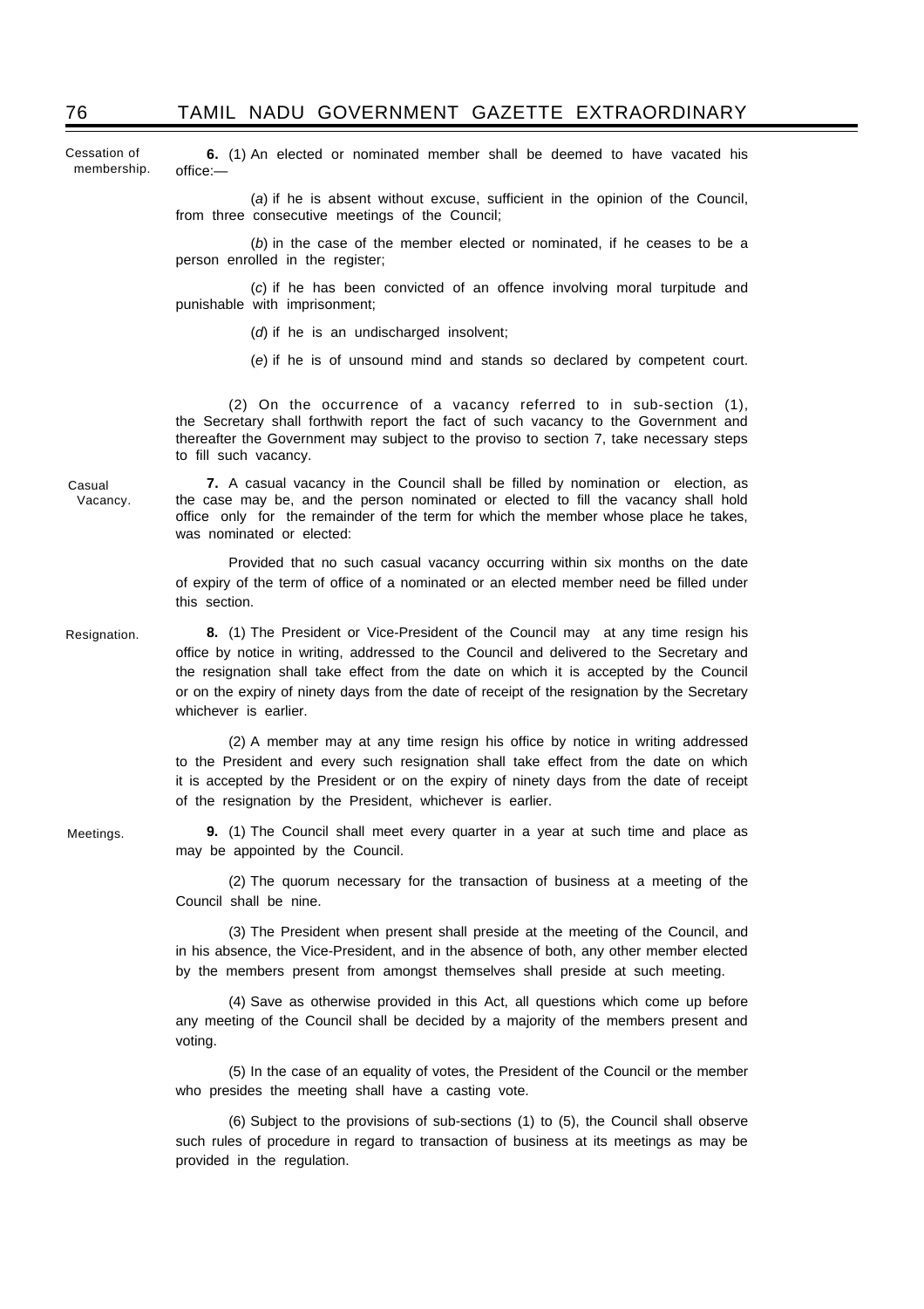Cessation of membership.

**6.** (1) An elected or nominated member shall be deemed to have vacated his office:—

(*a*) if he is absent without excuse, sufficient in the opinion of the Council, from three consecutive meetings of the Council;

(*b*) in the case of the member elected or nominated, if he ceases to be a person enrolled in the register;

(*c*) if he has been convicted of an offence involving moral turpitude and punishable with imprisonment;

(*d*) if he is an undischarged insolvent;

(*e*) if he is of unsound mind and stands so declared by competent court.

(2) On the occurrence of a vacancy referred to in sub-section (1), the Secretary shall forthwith report the fact of such vacancy to the Government and thereafter the Government may subject to the proviso to section 7, take necessary steps to fill such vacancy.

Casual Vacancy.

**7.** A casual vacancy in the Council shall be filled by nomination or election, as the case may be, and the person nominated or elected to fill the vacancy shall hold office only for the remainder of the term for which the member whose place he takes, was nominated or elected:

Provided that no such casual vacancy occurring within six months on the date of expiry of the term of office of a nominated or an elected member need be filled under this section.

Resignation.

**8.** (1) The President or Vice-President of the Council may at any time resign his office by notice in writing, addressed to the Council and delivered to the Secretary and the resignation shall take effect from the date on which it is accepted by the Council or on the expiry of ninety days from the date of receipt of the resignation by the Secretary whichever is earlier.

(2) A member may at any time resign his office by notice in writing addressed to the President and every such resignation shall take effect from the date on which it is accepted by the President or on the expiry of ninety days from the date of receipt of the resignation by the President, whichever is earlier.

Meetings.

**9.** (1) The Council shall meet every quarter in a year at such time and place as may be appointed by the Council.

(2) The quorum necessary for the transaction of business at a meeting of the Council shall be nine.

(3) The President when present shall preside at the meeting of the Council, and in his absence, the Vice-President, and in the absence of both, any other member elected by the members present from amongst themselves shall preside at such meeting.

(4) Save as otherwise provided in this Act, all questions which come up before any meeting of the Council shall be decided by a majority of the members present and voting.

(5) In the case of an equality of votes, the President of the Council or the member who presides the meeting shall have a casting vote.

(6) Subject to the provisions of sub-sections (1) to (5), the Council shall observe such rules of procedure in regard to transaction of business at its meetings as may be provided in the regulation.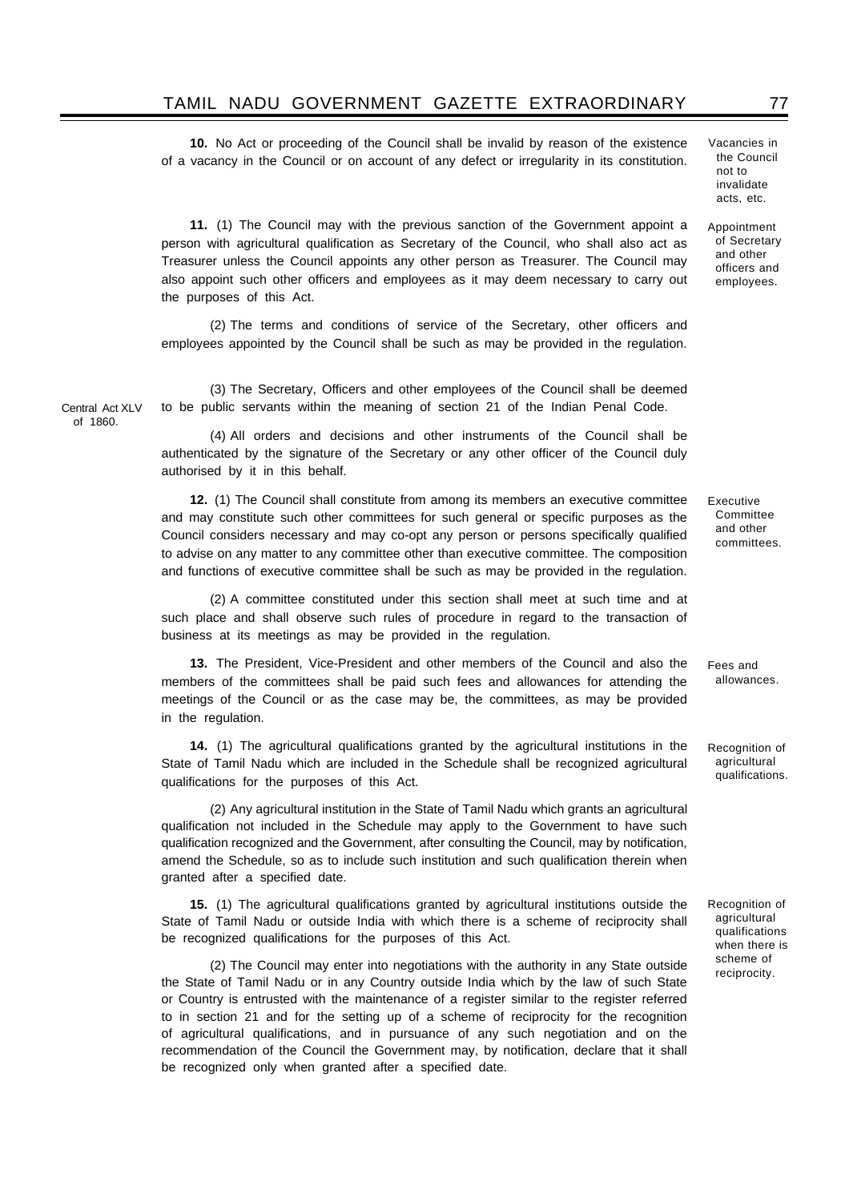**10.** No Act or proceeding of the Council shall be invalid by reason of the existence of a vacancy in the Council or on account of any defect or irregularity in its constitution.

*Vacancies in the Council not to invalidate acts, etc.*

**11.** (1) The Council may with the previous sanction of the Government appoint a person with agricultural qualification as Secretary of the Council, who shall also act as Treasurer unless the Council appoints any other person as Treasurer. The Council may also appoint such other officers and employees as it may deem necessary to carry out the purposes of this Act.

*Appointment of Secretary and other officers and employees.*

(2) The terms and conditions of service of the Secretary, other officers and employees appointed by the Council shall be such as may be provided in the regulation.

(3) The Secretary, Officers and other employees of the Council shall be deemed to be public servants within the meaning of section 21 of the Indian Penal Code.

*Central Act XLV of 1860.*

(4) All orders and decisions and other instruments of the Council shall be authenticated by the signature of the Secretary or any other officer of the Council duly authorised by it in this behalf.

**12.** (1) The Council shall constitute from among its members an executive committee and may constitute such other committees for such general or specific purposes as the Council considers necessary and may co-opt any person or persons specifically qualified to advise on any matter to any committee other than executive committee. The composition and functions of executive committee shall be such as may be provided in the regulation.

*Executive Committee and other committees.*

(2) A committee constituted under this section shall meet at such time and at such place and shall observe such rules of procedure in regard to the transaction of business at its meetings as may be provided in the regulation.

**13.** The President, Vice-President and other members of the Council and also the members of the committees shall be paid such fees and allowances for attending the meetings of the Council or as the case may be, the committees, as may be provided in the regulation.

*Fees and allowances.*

**14.** (1) The agricultural qualifications granted by the agricultural institutions in the State of Tamil Nadu which are included in the Schedule shall be recognized agricultural qualifications for the purposes of this Act.

*Recognition of agricultural qualifications.*

(2) Any agricultural institution in the State of Tamil Nadu which grants an agricultural qualification not included in the Schedule may apply to the Government to have such qualification recognized and the Government, after consulting the Council, may by notification, amend the Schedule, so as to include such institution and such qualification therein when granted after a specified date.

**15.** (1) The agricultural qualifications granted by agricultural institutions outside the State of Tamil Nadu or outside India with which there is a scheme of reciprocity shall be recognized qualifications for the purposes of this Act.

*Recognition of agricultural qualifications when there is scheme of reciprocity.*

(2) The Council may enter into negotiations with the authority in any State outside the State of Tamil Nadu or in any Country outside India which by the law of such State or Country is entrusted with the maintenance of a register similar to the register referred to in section 21 and for the setting up of a scheme of reciprocity for the recognition of agricultural qualifications, and in pursuance of any such negotiation and on the recommendation of the Council the Government may, by notification, declare that it shall be recognized only when granted after a specified date.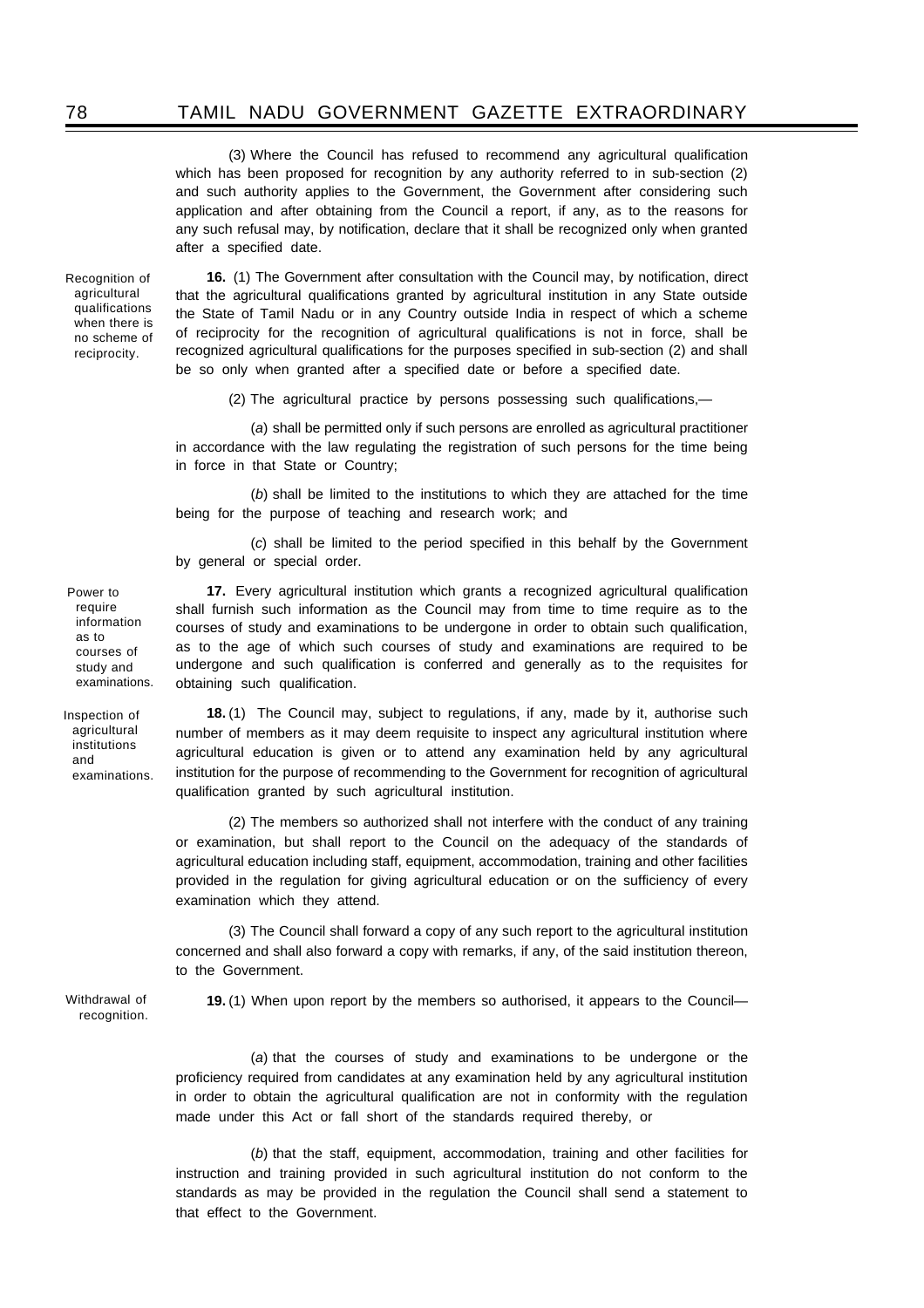(3) Where the Council has refused to recommend any agricultural qualification which has been proposed for recognition by any authority referred to in sub-section (2) and such authority applies to the Government, the Government after considering such application and after obtaining from the Council a report, if any, as to the reasons for any such refusal may, by notification, declare that it shall be recognized only when granted after a specified date.

*Recognition of agricultural qualifications when there is no scheme of reciprocity.*

**16.** (1) The Government after consultation with the Council may, by notification, direct that the agricultural qualifications granted by agricultural institution in any State outside the State of Tamil Nadu or in any Country outside India in respect of which a scheme of reciprocity for the recognition of agricultural qualifications is not in force, shall be recognized agricultural qualifications for the purposes specified in sub-section (2) and shall be so only when granted after a specified date or before a specified date.

(2) The agricultural practice by persons possessing such qualifications,—

(*a*) shall be permitted only if such persons are enrolled as agricultural practitioner in accordance with the law regulating the registration of such persons for the time being in force in that State or Country;

(*b*) shall be limited to the institutions to which they are attached for the time being for the purpose of teaching and research work; and

(*c*) shall be limited to the period specified in this behalf by the Government by general or special order.

*Power to require information as to courses of study and examinations.*

**17.** Every agricultural institution which grants a recognized agricultural qualification shall furnish such information as the Council may from time to time require as to the courses of study and examinations to be undergone in order to obtain such qualification, as to the age of which such courses of study and examinations are required to be undergone and such qualification is conferred and generally as to the requisites for obtaining such qualification.

*Inspection of agricultural institutions and examinations.*

**18.** (1) The Council may, subject to regulations, if any, made by it, authorise such number of members as it may deem requisite to inspect any agricultural institution where agricultural education is given or to attend any examination held by any agricultural institution for the purpose of recommending to the Government for recognition of agricultural qualification granted by such agricultural institution.

(2) The members so authorized shall not interfere with the conduct of any training or examination, but shall report to the Council on the adequacy of the standards of agricultural education including staff, equipment, accommodation, training and other facilities provided in the regulation for giving agricultural education or on the sufficiency of every examination which they attend.

(3) The Council shall forward a copy of any such report to the agricultural institution concerned and shall also forward a copy with remarks, if any, of the said institution thereon, to the Government.

*Withdrawal of recognition.*

**19.** (1) When upon report by the members so authorised, it appears to the Council—

(*a*) that the courses of study and examinations to be undergone or the proficiency required from candidates at any examination held by any agricultural institution in order to obtain the agricultural qualification are not in conformity with the regulation made under this Act or fall short of the standards required thereby, or

(*b*) that the staff, equipment, accommodation, training and other facilities for instruction and training provided in such agricultural institution do not conform to the standards as may be provided in the regulation the Council shall send a statement to that effect to the Government.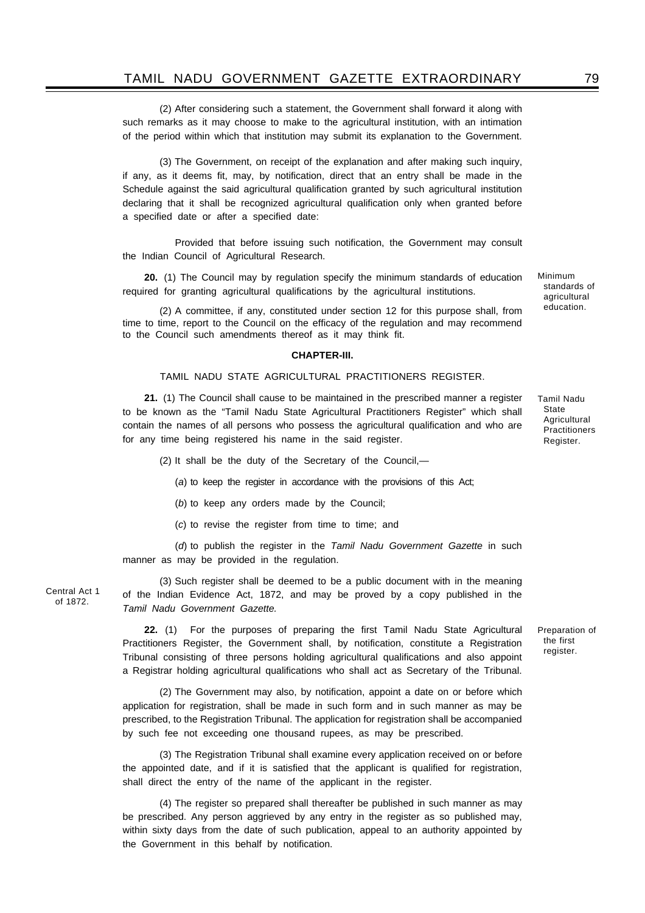(2) After considering such a statement, the Government shall forward it along with such remarks as it may choose to make to the agricultural institution, with an intimation of the period within which that institution may submit its explanation to the Government.

(3) The Government, on receipt of the explanation and after making such inquiry, if any, as it deems fit, may, by notification, direct that an entry shall be made in the Schedule against the said agricultural qualification granted by such agricultural institution declaring that it shall be recognized agricultural qualification only when granted before a specified date or after a specified date:

Provided that before issuing such notification, the Government may consult the Indian Council of Agricultural Research.

Minimum standards of agricultural education.

**20.** (1) The Council may by regulation specify the minimum standards of education required for granting agricultural qualifications by the agricultural institutions.

(2) A committee, if any, constituted under section 12 for this purpose shall, from time to time, report to the Council on the efficacy of the regulation and may recommend to the Council such amendments thereof as it may think fit.

**CHAPTER-III.**

TAMIL NADU STATE AGRICULTURAL PRACTITIONERS REGISTER.

Tamil Nadu State Agricultural Practitioners Register.

**21.** (1) The Council shall cause to be maintained in the prescribed manner a register to be known as the "Tamil Nadu State Agricultural Practitioners Register" which shall contain the names of all persons who possess the agricultural qualification and who are for any time being registered his name in the said register.

(2) It shall be the duty of the Secretary of the Council,—

(*a*) to keep the register in accordance with the provisions of this Act;

(*b*) to keep any orders made by the Council;

(*c*) to revise the register from time to time; and

(*d*) to publish the register in the *Tamil Nadu Government Gazette* in such manner as may be provided in the regulation.

Central Act 1 of 1872.

(3) Such register shall be deemed to be a public document with in the meaning of the Indian Evidence Act, 1872, and may be proved by a copy published in the *Tamil Nadu Government Gazette.*

Preparation of the first register.

**22.** (1) For the purposes of preparing the first Tamil Nadu State Agricultural Practitioners Register, the Government shall, by notification, constitute a Registration Tribunal consisting of three persons holding agricultural qualifications and also appoint a Registrar holding agricultural qualifications who shall act as Secretary of the Tribunal.

(2) The Government may also, by notification, appoint a date on or before which application for registration, shall be made in such form and in such manner as may be prescribed, to the Registration Tribunal. The application for registration shall be accompanied by such fee not exceeding one thousand rupees, as may be prescribed.

(3) The Registration Tribunal shall examine every application received on or before the appointed date, and if it is satisfied that the applicant is qualified for registration, shall direct the entry of the name of the applicant in the register.

(4) The register so prepared shall thereafter be published in such manner as may be prescribed. Any person aggrieved by any entry in the register as so published may, within sixty days from the date of such publication, appeal to an authority appointed by the Government in this behalf by notification.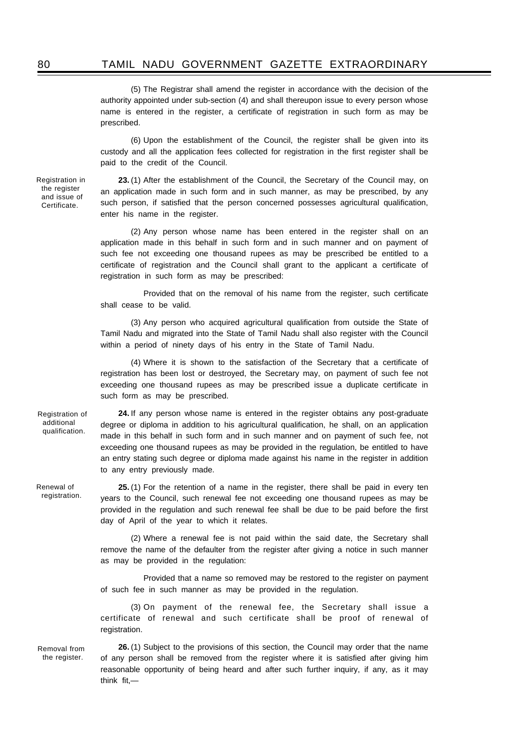(5) The Registrar shall amend the register in accordance with the decision of the authority appointed under sub-section (4) and shall thereupon issue to every person whose name is entered in the register, a certificate of registration in such form as may be prescribed.

(6) Upon the establishment of the Council, the register shall be given into its custody and all the application fees collected for registration in the first register shall be paid to the credit of the Council.

Registration in the register and issue of Certificate.

**23.** (1) After the establishment of the Council, the Secretary of the Council may, on an application made in such form and in such manner, as may be prescribed, by any such person, if satisfied that the person concerned possesses agricultural qualification, enter his name in the register.

(2) Any person whose name has been entered in the register shall on an application made in this behalf in such form and in such manner and on payment of such fee not exceeding one thousand rupees as may be prescribed be entitled to a certificate of registration and the Council shall grant to the applicant a certificate of registration in such form as may be prescribed:

Provided that on the removal of his name from the register, such certificate shall cease to be valid.

(3) Any person who acquired agricultural qualification from outside the State of Tamil Nadu and migrated into the State of Tamil Nadu shall also register with the Council within a period of ninety days of his entry in the State of Tamil Nadu.

(4) Where it is shown to the satisfaction of the Secretary that a certificate of registration has been lost or destroyed, the Secretary may, on payment of such fee not exceeding one thousand rupees as may be prescribed issue a duplicate certificate in such form as may be prescribed.

Registration of additional qualification.

**24.** If any person whose name is entered in the register obtains any post-graduate degree or diploma in addition to his agricultural qualification, he shall, on an application made in this behalf in such form and in such manner and on payment of such fee, not exceeding one thousand rupees as may be provided in the regulation, be entitled to have an entry stating such degree or diploma made against his name in the register in addition to any entry previously made.

Renewal of registration.

**25.** (1) For the retention of a name in the register, there shall be paid in every ten years to the Council, such renewal fee not exceeding one thousand rupees as may be provided in the regulation and such renewal fee shall be due to be paid before the first day of April of the year to which it relates.

(2) Where a renewal fee is not paid within the said date, the Secretary shall remove the name of the defaulter from the register after giving a notice in such manner as may be provided in the regulation:

Provided that a name so removed may be restored to the register on payment of such fee in such manner as may be provided in the regulation.

(3) On payment of the renewal fee, the Secretary shall issue a certificate of renewal and such certificate shall be proof of renewal of registration.

Removal from the register.

**26.** (1) Subject to the provisions of this section, the Council may order that the name of any person shall be removed from the register where it is satisfied after giving him reasonable opportunity of being heard and after such further inquiry, if any, as it may think fit,—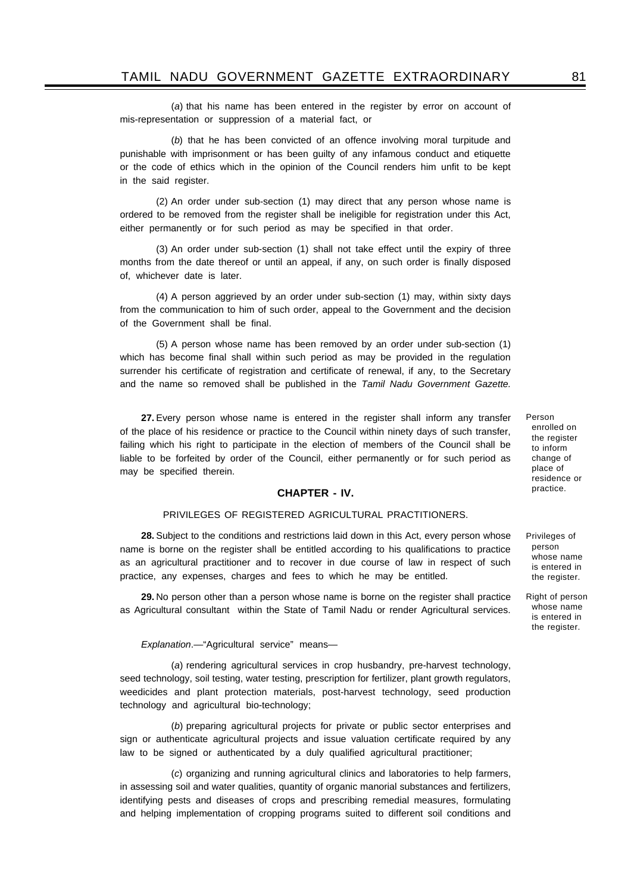(*a*) that his name has been entered in the register by error on account of mis-representation or suppression of a material fact, or

(*b*) that he has been convicted of an offence involving moral turpitude and punishable with imprisonment or has been guilty of any infamous conduct and etiquette or the code of ethics which in the opinion of the Council renders him unfit to be kept in the said register.

(2) An order under sub-section (1) may direct that any person whose name is ordered to be removed from the register shall be ineligible for registration under this Act, either permanently or for such period as may be specified in that order.

(3) An order under sub-section (1) shall not take effect until the expiry of three months from the date thereof or until an appeal, if any, on such order is finally disposed of, whichever date is later.

(4) A person aggrieved by an order under sub-section (1) may, within sixty days from the communication to him of such order, appeal to the Government and the decision of the Government shall be final.

(5) A person whose name has been removed by an order under sub-section (1) which has become final shall within such period as may be provided in the regulation surrender his certificate of registration and certificate of renewal, if any, to the Secretary and the name so removed shall be published in the *Tamil Nadu Government Gazette.*

*Person enrolled on the register to inform change of place of residence or practice.*

**27.** Every person whose name is entered in the register shall inform any transfer of the place of his residence or practice to the Council within ninety days of such transfer, failing which his right to participate in the election of members of the Council shall be liable to be forfeited by order of the Council, either permanently or for such period as may be specified therein.

## CHAPTER - IV.

### PRIVILEGES OF REGISTERED AGRICULTURAL PRACTITIONERS.

*Privileges of person whose name is entered in the register.*

**28.** Subject to the conditions and restrictions laid down in this Act, every person whose name is borne on the register shall be entitled according to his qualifications to practice as an agricultural practitioner and to recover in due course of law in respect of such practice, any expenses, charges and fees to which he may be entitled.

*Right of person whose name is entered in the register.*

**29.** No person other than a person whose name is borne on the register shall practice as Agricultural consultant within the State of Tamil Nadu or render Agricultural services.

*Explanation*.—"Agricultural service" means—

(*a*) rendering agricultural services in crop husbandry, pre-harvest technology, seed technology, soil testing, water testing, prescription for fertilizer, plant growth regulators, weedicides and plant protection materials, post-harvest technology, seed production technology and agricultural bio-technology;

(*b*) preparing agricultural projects for private or public sector enterprises and sign or authenticate agricultural projects and issue valuation certificate required by any law to be signed or authenticated by a duly qualified agricultural practitioner;

(*c*) organizing and running agricultural clinics and laboratories to help farmers, in assessing soil and water qualities, quantity of organic manorial substances and fertilizers, identifying pests and diseases of crops and prescribing remedial measures, formulating and helping implementation of cropping programs suited to different soil conditions and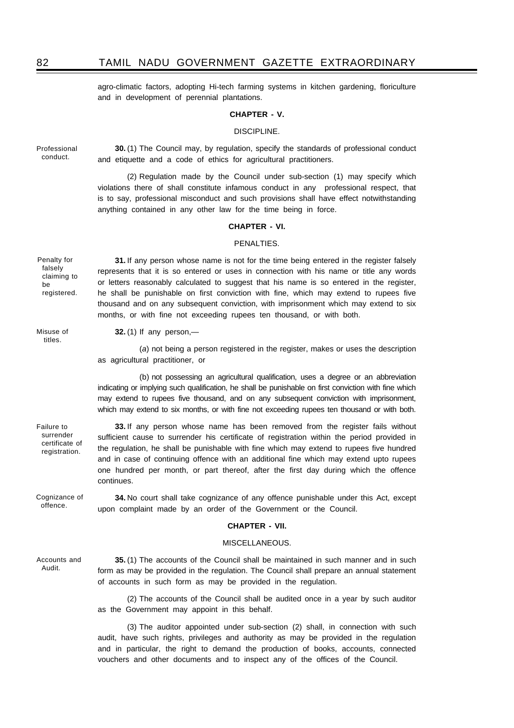agro-climatic factors, adopting Hi-tech farming systems in kitchen gardening, floriculture and in development of perennial plantations.

## CHAPTER - V.

### DISCIPLINE.

Professional conduct.

**30.** (1) The Council may, by regulation, specify the standards of professional conduct and etiquette and a code of ethics for agricultural practitioners.

(2) Regulation made by the Council under sub-section (1) may specify which violations there of shall constitute infamous conduct in any professional respect, that is to say, professional misconduct and such provisions shall have effect notwithstanding anything contained in any other law for the time being in force.

## CHAPTER - VI.

### PENALTIES.

Penalty for falsely claiming to be registered.

**31.** If any person whose name is not for the time being entered in the register falsely represents that it is so entered or uses in connection with his name or title any words or letters reasonably calculated to suggest that his name is so entered in the register, he shall be punishable on first conviction with fine, which may extend to rupees five thousand and on any subsequent conviction, with imprisonment which may extend to six months, or with fine not exceeding rupees ten thousand, or with both.

Misuse of titles.

**32.** (1) If any person,—

(*a*) not being a person registered in the register, makes or uses the description as agricultural practitioner, or

(b) not possessing an agricultural qualification, uses a degree or an abbreviation indicating or implying such qualification, he shall be punishable on first conviction with fine which may extend to rupees five thousand, and on any subsequent conviction with imprisonment, which may extend to six months, or with fine not exceeding rupees ten thousand or with both.

Failure to surrender certificate of registration.

**33.** If any person whose name has been removed from the register fails without sufficient cause to surrender his certificate of registration within the period provided in the regulation, he shall be punishable with fine which may extend to rupees five hundred and in case of continuing offence with an additional fine which may extend upto rupees one hundred per month, or part thereof, after the first day during which the offence continues.

Cognizance of offence.

**34.** No court shall take cognizance of any offence punishable under this Act, except upon complaint made by an order of the Government or the Council.

## CHAPTER - VII.

### MISCELLANEOUS.

Accounts and Audit.

**35.** (1) The accounts of the Council shall be maintained in such manner and in such form as may be provided in the regulation. The Council shall prepare an annual statement of accounts in such form as may be provided in the regulation.

(2) The accounts of the Council shall be audited once in a year by such auditor as the Government may appoint in this behalf.

(3) The auditor appointed under sub-section (2) shall, in connection with such audit, have such rights, privileges and authority as may be provided in the regulation and in particular, the right to demand the production of books, accounts, connected vouchers and other documents and to inspect any of the offices of the Council.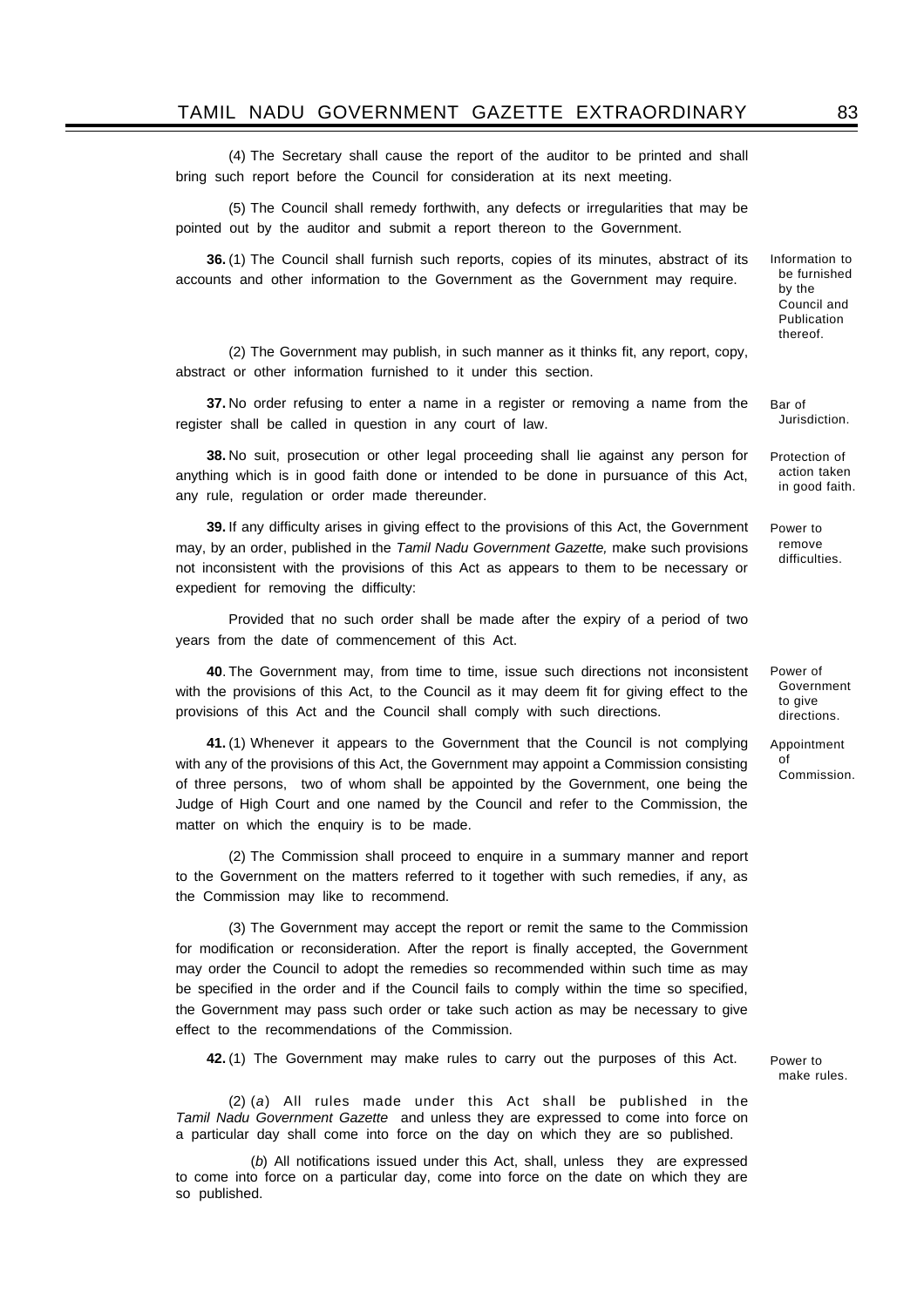(4) The Secretary shall cause the report of the auditor to be printed and shall bring such report before the Council for consideration at its next meeting.

(5) The Council shall remedy forthwith, any defects or irregularities that may be pointed out by the auditor and submit a report thereon to the Government.

Information to be furnished by the Council and Publication thereof.

**36.** (1) The Council shall furnish such reports, copies of its minutes, abstract of its accounts and other information to the Government as the Government may require.

(2) The Government may publish, in such manner as it thinks fit, any report, copy, abstract or other information furnished to it under this section.

Bar of Jurisdiction.

**37.** No order refusing to enter a name in a register or removing a name from the register shall be called in question in any court of law.

Protection of action taken in good faith.

**38.** No suit, prosecution or other legal proceeding shall lie against any person for anything which is in good faith done or intended to be done in pursuance of this Act, any rule, regulation or order made thereunder.

Power to remove difficulties.

**39.** If any difficulty arises in giving effect to the provisions of this Act, the Government may, by an order, published in the *Tamil Nadu Government Gazette,* make such provisions not inconsistent with the provisions of this Act as appears to them to be necessary or expedient for removing the difficulty:

Provided that no such order shall be made after the expiry of a period of two years from the date of commencement of this Act.

Power of Government to give directions.

**40**. The Government may, from time to time, issue such directions not inconsistent with the provisions of this Act, to the Council as it may deem fit for giving effect to the provisions of this Act and the Council shall comply with such directions.

Appointment of Commission.

**41.** (1) Whenever it appears to the Government that the Council is not complying with any of the provisions of this Act, the Government may appoint a Commission consisting of three persons, two of whom shall be appointed by the Government, one being the Judge of High Court and one named by the Council and refer to the Commission, the matter on which the enquiry is to be made.

(2) The Commission shall proceed to enquire in a summary manner and report to the Government on the matters referred to it together with such remedies, if any, as the Commission may like to recommend.

(3) The Government may accept the report or remit the same to the Commission for modification or reconsideration. After the report is finally accepted, the Government may order the Council to adopt the remedies so recommended within such time as may be specified in the order and if the Council fails to comply within the time so specified, the Government may pass such order or take such action as may be necessary to give effect to the recommendations of the Commission.

Power to make rules.

**42.** (1) The Government may make rules to carry out the purposes of this Act.

(2) (*a*) All rules made under this Act shall be published in the *Tamil Nadu Government Gazette* and unless they are expressed to come into force on a particular day shall come into force on the day on which they are so published.

(*b*) All notifications issued under this Act, shall, unless they are expressed to come into force on a particular day, come into force on the date on which they are so published.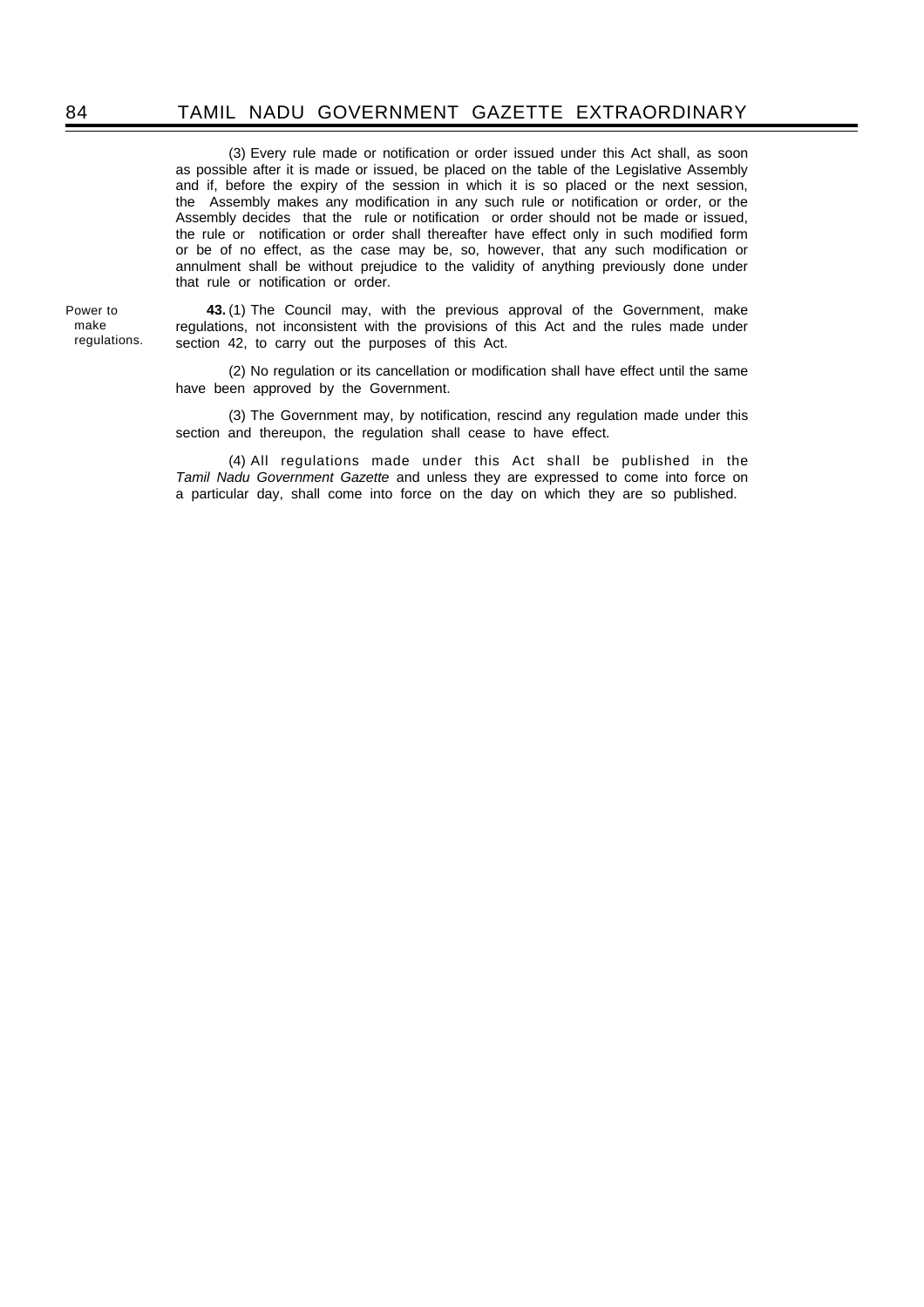(3) Every rule made or notification or order issued under this Act shall, as soon as possible after it is made or issued, be placed on the table of the Legislative Assembly and if, before the expiry of the session in which it is so placed or the next session, the Assembly makes any modification in any such rule or notification or order, or the Assembly decides that the rule or notification or order should not be made or issued, the rule or notification or order shall thereafter have effect only in such modified form or be of no effect, as the case may be, so, however, that any such modification or annulment shall be without prejudice to the validity of anything previously done under that rule or notification or order.

Power to make regulations.

**43.** (1) The Council may, with the previous approval of the Government, make regulations, not inconsistent with the provisions of this Act and the rules made under section 42, to carry out the purposes of this Act.

(2) No regulation or its cancellation or modification shall have effect until the same have been approved by the Government.

(3) The Government may, by notification, rescind any regulation made under this section and thereupon, the regulation shall cease to have effect.

(4) All regulations made under this Act shall be published in the *Tamil Nadu Government Gazette* and unless they are expressed to come into force on a particular day, shall come into force on the day on which they are so published.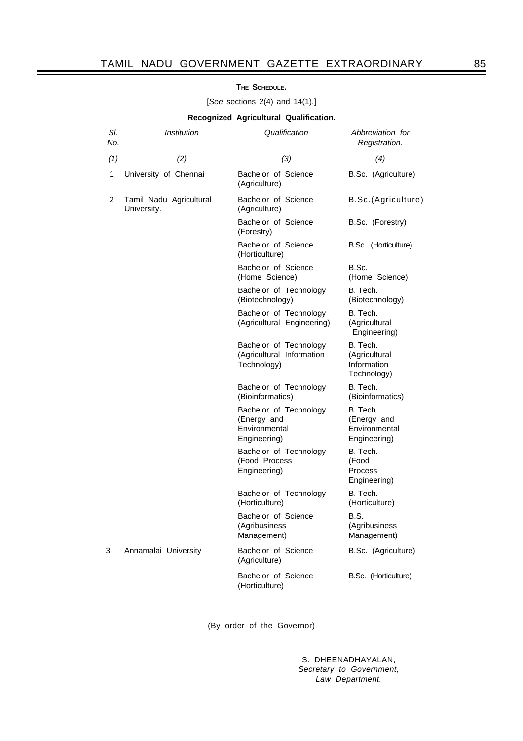**THE SCHEDULE.**

[*See* sections 2(4) and 14(1).]

**Recognized Agricultural Qualification.**

| *Sl. No.* | *Institution* | *Qualification* | *Abbreviation for Registration.* |
|---|---|---|---|
| *(1)* | *(2)* | *(3)* | *(4)* |
| 1 | University of Chennai | Bachelor of Science (Agriculture) | B.Sc. (Agriculture) |
| 2 | Tamil Nadu Agricultural University. | Bachelor of Science (Agriculture) | B.Sc.(Agriculture) |
| | | Bachelor of Science (Forestry) | B.Sc. (Forestry) |
| | | Bachelor of Science (Horticulture) | B.Sc. (Horticulture) |
| | | Bachelor of Science (Home Science) | B.Sc. (Home Science) |
| | | Bachelor of Technology (Biotechnology) | B. Tech. (Biotechnology) |
| | | Bachelor of Technology (Agricultural Engineering) | B. Tech. (Agricultural Engineering) |
| | | Bachelor of Technology (Agricultural Information Technology) | B. Tech. (Agricultural Information Technology) |
| | | Bachelor of Technology (Bioinformatics) | B. Tech. (Bioinformatics) |
| | | Bachelor of Technology (Energy and Environmental Engineering) | B. Tech. (Energy and Environmental Engineering) |
| | | Bachelor of Technology (Food Process Engineering) | B. Tech. (Food Process Engineering) |
| | | Bachelor of Technology (Horticulture) | B. Tech. (Horticulture) |
| | | Bachelor of Science (Agribusiness Management) | B.S. (Agribusiness Management) |
| 3 | Annamalai University | Bachelor of Science (Agriculture) | B.Sc. (Agriculture) |
| | | Bachelor of Science (Horticulture) | B.Sc. (Horticulture) |

(By order of the Governor)

S. DHEENADHAYALAN,
*Secretary to Government,*
*Law Department.*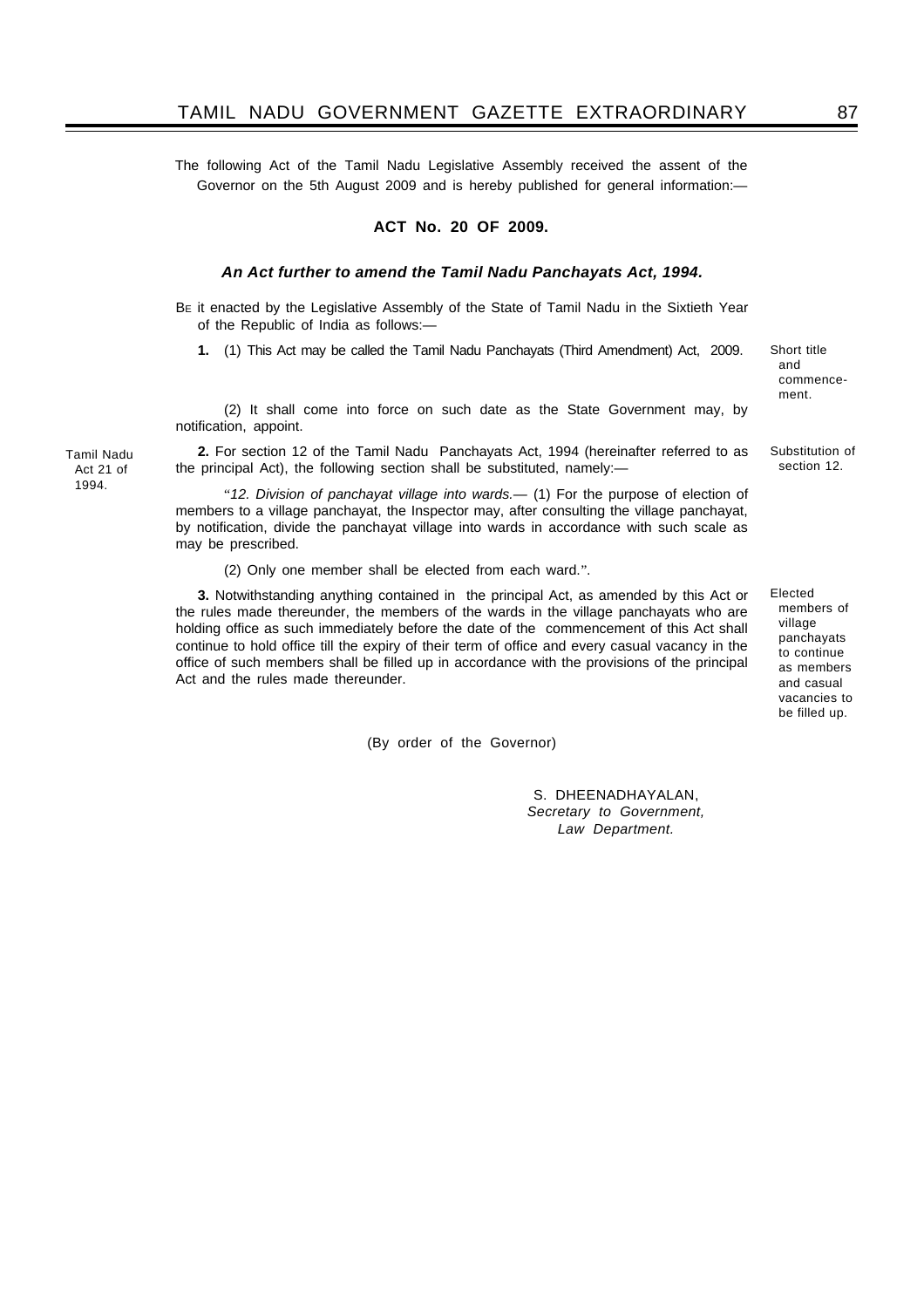The following Act of the Tamil Nadu Legislative Assembly received the assent of the Governor on the 5th August 2009 and is hereby published for general information:—

## ACT No. 20 OF 2009.

***An Act further to amend the Tamil Nadu Panchayats Act, 1994.***

BE it enacted by the Legislative Assembly of the State of Tamil Nadu in the Sixtieth Year of the Republic of India as follows:—

Short title and commencement.

**1.** (1) This Act may be called the Tamil Nadu Panchayats (Third Amendment) Act, 2009.

(2) It shall come into force on such date as the State Government may, by notification, appoint.

Substitution of section 12.

Tamil Nadu Act 21 of 1994.

**2.** For section 12 of the Tamil Nadu Panchayats Act, 1994 (hereinafter referred to as the principal Act), the following section shall be substituted, namely:—

"*12. Division of panchayat village into wards.*— (1) For the purpose of election of members to a village panchayat, the Inspector may, after consulting the village panchayat, by notification, divide the panchayat village into wards in accordance with such scale as may be prescribed.

(2) Only one member shall be elected from each ward.".

Elected members of village panchayats to continue as members and casual vacancies to be filled up.

**3.** Notwithstanding anything contained in the principal Act, as amended by this Act or the rules made thereunder, the members of the wards in the village panchayats who are holding office as such immediately before the date of the commencement of this Act shall continue to hold office till the expiry of their term of office and every casual vacancy in the office of such members shall be filled up in accordance with the provisions of the principal Act and the rules made thereunder.

(By order of the Governor)

S. DHEENADHAYALAN,
*Secretary to Government,*
*Law Department.*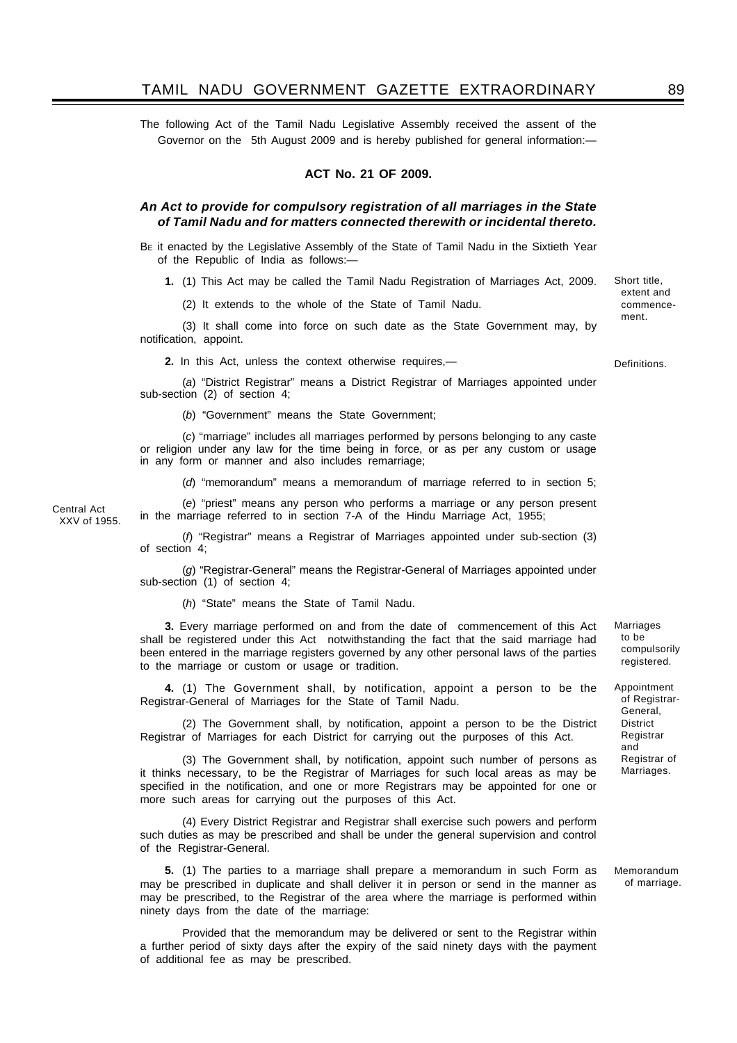The following Act of the Tamil Nadu Legislative Assembly received the assent of the Governor on the 5th August 2009 and is hereby published for general information:—

## ACT No. 21 OF 2009.

***An Act to provide for compulsory registration of all marriages in the State of Tamil Nadu and for matters connected therewith or incidental thereto.***

BE it enacted by the Legislative Assembly of the State of Tamil Nadu in the Sixtieth Year of the Republic of India as follows:—

Short title, extent and commencement.

**1.** (1) This Act may be called the Tamil Nadu Registration of Marriages Act, 2009.

(2) It extends to the whole of the State of Tamil Nadu.

(3) It shall come into force on such date as the State Government may, by notification, appoint.

Definitions.

**2.** In this Act, unless the context otherwise requires,—

(*a*) "District Registrar" means a District Registrar of Marriages appointed under sub-section (2) of section 4;

(*b*) "Government" means the State Government;

(*c*) "marriage" includes all marriages performed by persons belonging to any caste or religion under any law for the time being in force, or as per any custom or usage in any form or manner and also includes remarriage;

(*d*) "memorandum" means a memorandum of marriage referred to in section 5;

Central Act XXV of 1955.

(*e*) "priest" means any person who performs a marriage or any person present in the marriage referred to in section 7-A of the Hindu Marriage Act, 1955;

(*f*) "Registrar" means a Registrar of Marriages appointed under sub-section (3) of section 4;

(*g*) "Registrar-General" means the Registrar-General of Marriages appointed under sub-section (1) of section 4;

(*h*) "State" means the State of Tamil Nadu.

Marriages to be compulsorily registered.

**3.** Every marriage performed on and from the date of commencement of this Act shall be registered under this Act notwithstanding the fact that the said marriage had been entered in the marriage registers governed by any other personal laws of the parties to the marriage or custom or usage or tradition.

Appointment of Registrar-General, District Registrar and Registrar of Marriages.

**4.** (1) The Government shall, by notification, appoint a person to be the Registrar-General of Marriages for the State of Tamil Nadu.

(2) The Government shall, by notification, appoint a person to be the District Registrar of Marriages for each District for carrying out the purposes of this Act.

(3) The Government shall, by notification, appoint such number of persons as it thinks necessary, to be the Registrar of Marriages for such local areas as may be specified in the notification, and one or more Registrars may be appointed for one or more such areas for carrying out the purposes of this Act.

(4) Every District Registrar and Registrar shall exercise such powers and perform such duties as may be prescribed and shall be under the general supervision and control of the Registrar-General.

Memorandum of marriage.

**5.** (1) The parties to a marriage shall prepare a memorandum in such Form as may be prescribed in duplicate and shall deliver it in person or send in the manner as may be prescribed, to the Registrar of the area where the marriage is performed within ninety days from the date of the marriage:

Provided that the memorandum may be delivered or sent to the Registrar within a further period of sixty days after the expiry of the said ninety days with the payment of additional fee as may be prescribed.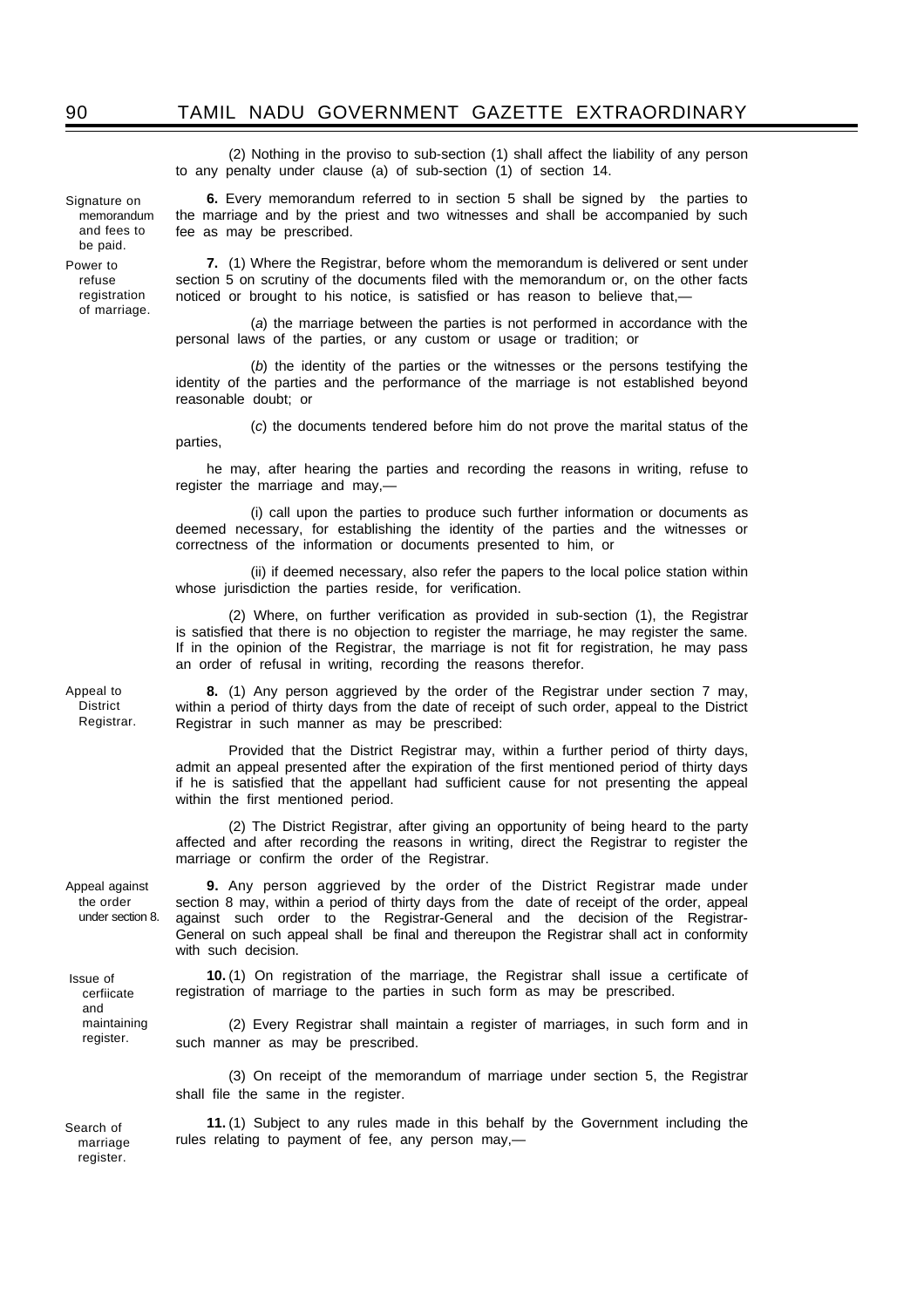(2) Nothing in the proviso to sub-section (1) shall affect the liability of any person to any penalty under clause (a) of sub-section (1) of section 14.

*Signature on memorandum and fees to be paid.*

**6.** Every memorandum referred to in section 5 shall be signed by the parties to the marriage and by the priest and two witnesses and shall be accompanied by such fee as may be prescribed.

*Power to refuse registration of marriage.*

**7.** (1) Where the Registrar, before whom the memorandum is delivered or sent under section 5 on scrutiny of the documents filed with the memorandum or, on the other facts noticed or brought to his notice, is satisfied or has reason to believe that,—

(*a*) the marriage between the parties is not performed in accordance with the personal laws of the parties, or any custom or usage or tradition; or

(*b*) the identity of the parties or the witnesses or the persons testifying the identity of the parties and the performance of the marriage is not established beyond reasonable doubt; or

(*c*) the documents tendered before him do not prove the marital status of the parties,

he may, after hearing the parties and recording the reasons in writing, refuse to register the marriage and may,—

(i) call upon the parties to produce such further information or documents as deemed necessary, for establishing the identity of the parties and the witnesses or correctness of the information or documents presented to him, or

(ii) if deemed necessary, also refer the papers to the local police station within whose jurisdiction the parties reside, for verification.

(2) Where, on further verification as provided in sub-section (1), the Registrar is satisfied that there is no objection to register the marriage, he may register the same. If in the opinion of the Registrar, the marriage is not fit for registration, he may pass an order of refusal in writing, recording the reasons therefor.

*Appeal to District Registrar.*

**8.** (1) Any person aggrieved by the order of the Registrar under section 7 may, within a period of thirty days from the date of receipt of such order, appeal to the District Registrar in such manner as may be prescribed:

Provided that the District Registrar may, within a further period of thirty days, admit an appeal presented after the expiration of the first mentioned period of thirty days if he is satisfied that the appellant had sufficient cause for not presenting the appeal within the first mentioned period.

(2) The District Registrar, after giving an opportunity of being heard to the party affected and after recording the reasons in writing, direct the Registrar to register the marriage or confirm the order of the Registrar.

*Appeal against the order under section 8.*

**9.** Any person aggrieved by the order of the District Registrar made under section 8 may, within a period of thirty days from the date of receipt of the order, appeal against such order to the Registrar-General and the decision of the Registrar-General on such appeal shall be final and thereupon the Registrar shall act in conformity with such decision.

*Issue of cerfiicate and maintaining register.*

**10.** (1) On registration of the marriage, the Registrar shall issue a certificate of registration of marriage to the parties in such form as may be prescribed.

(2) Every Registrar shall maintain a register of marriages, in such form and in such manner as may be prescribed.

(3) On receipt of the memorandum of marriage under section 5, the Registrar shall file the same in the register.

*Search of marriage register.*

**11.** (1) Subject to any rules made in this behalf by the Government including the rules relating to payment of fee, any person may,—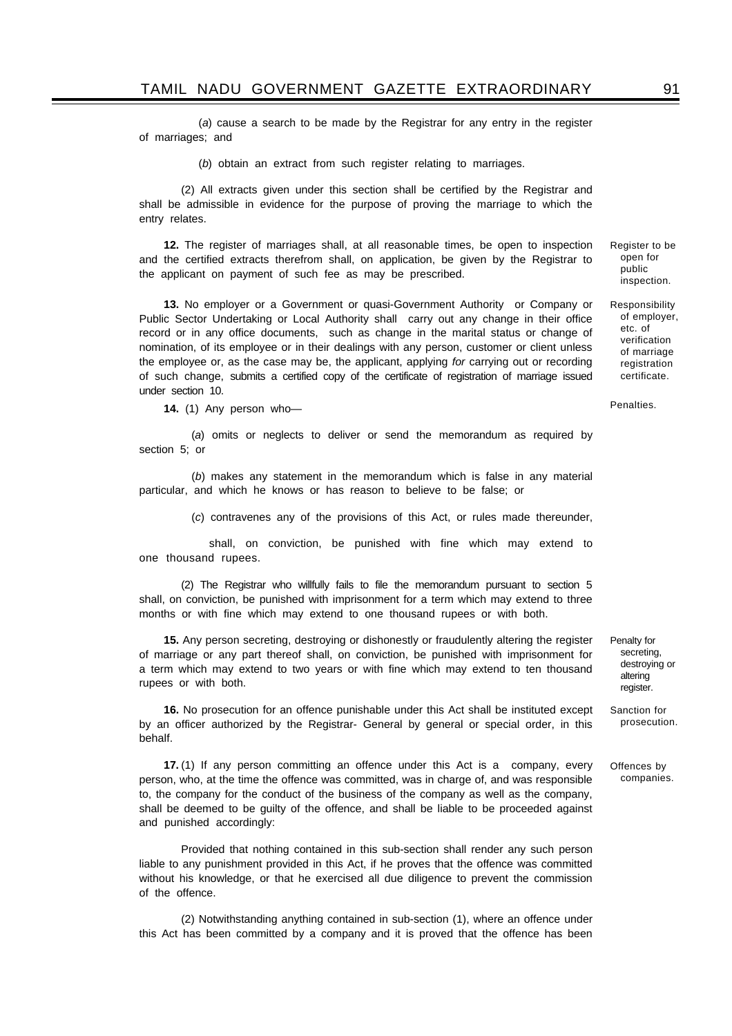(*a*) cause a search to be made by the Registrar for any entry in the register of marriages; and

(*b*) obtain an extract from such register relating to marriages.

(2) All extracts given under this section shall be certified by the Registrar and shall be admissible in evidence for the purpose of proving the marriage to which the entry relates.

Register to be open for public inspection.

**12.** The register of marriages shall, at all reasonable times, be open to inspection and the certified extracts therefrom shall, on application, be given by the Registrar to the applicant on payment of such fee as may be prescribed.

Responsibility of employer, etc. of verification of marriage registration certificate.

**13.** No employer or a Government or quasi-Government Authority or Company or Public Sector Undertaking or Local Authority shall carry out any change in their office record or in any office documents, such as change in the marital status or change of nomination, of its employee or in their dealings with any person, customer or client unless the employee or, as the case may be, the applicant, applying *for* carrying out or recording of such change, submits a certified copy of the certificate of registration of marriage issued under section 10.

Penalties.

**14.** (1) Any person who—

(*a*) omits or neglects to deliver or send the memorandum as required by section 5; or

(*b*) makes any statement in the memorandum which is false in any material particular, and which he knows or has reason to believe to be false; or

(*c*) contravenes any of the provisions of this Act, or rules made thereunder,

shall, on conviction, be punished with fine which may extend to one thousand rupees.

(2) The Registrar who willfully fails to file the memorandum pursuant to section 5 shall, on conviction, be punished with imprisonment for a term which may extend to three months or with fine which may extend to one thousand rupees or with both.

Penalty for secreting, destroying or altering register.

**15.** Any person secreting, destroying or dishonestly or fraudulently altering the register of marriage or any part thereof shall, on conviction, be punished with imprisonment for a term which may extend to two years or with fine which may extend to ten thousand rupees or with both.

Sanction for prosecution.

**16.** No prosecution for an offence punishable under this Act shall be instituted except by an officer authorized by the Registrar- General by general or special order, in this behalf.

Offences by companies.

**17.** (1) If any person committing an offence under this Act is a company, every person, who, at the time the offence was committed, was in charge of, and was responsible to, the company for the conduct of the business of the company as well as the company, shall be deemed to be guilty of the offence, and shall be liable to be proceeded against and punished accordingly:

Provided that nothing contained in this sub-section shall render any such person liable to any punishment provided in this Act, if he proves that the offence was committed without his knowledge, or that he exercised all due diligence to prevent the commission of the offence.

(2) Notwithstanding anything contained in sub-section (1), where an offence under this Act has been committed by a company and it is proved that the offence has been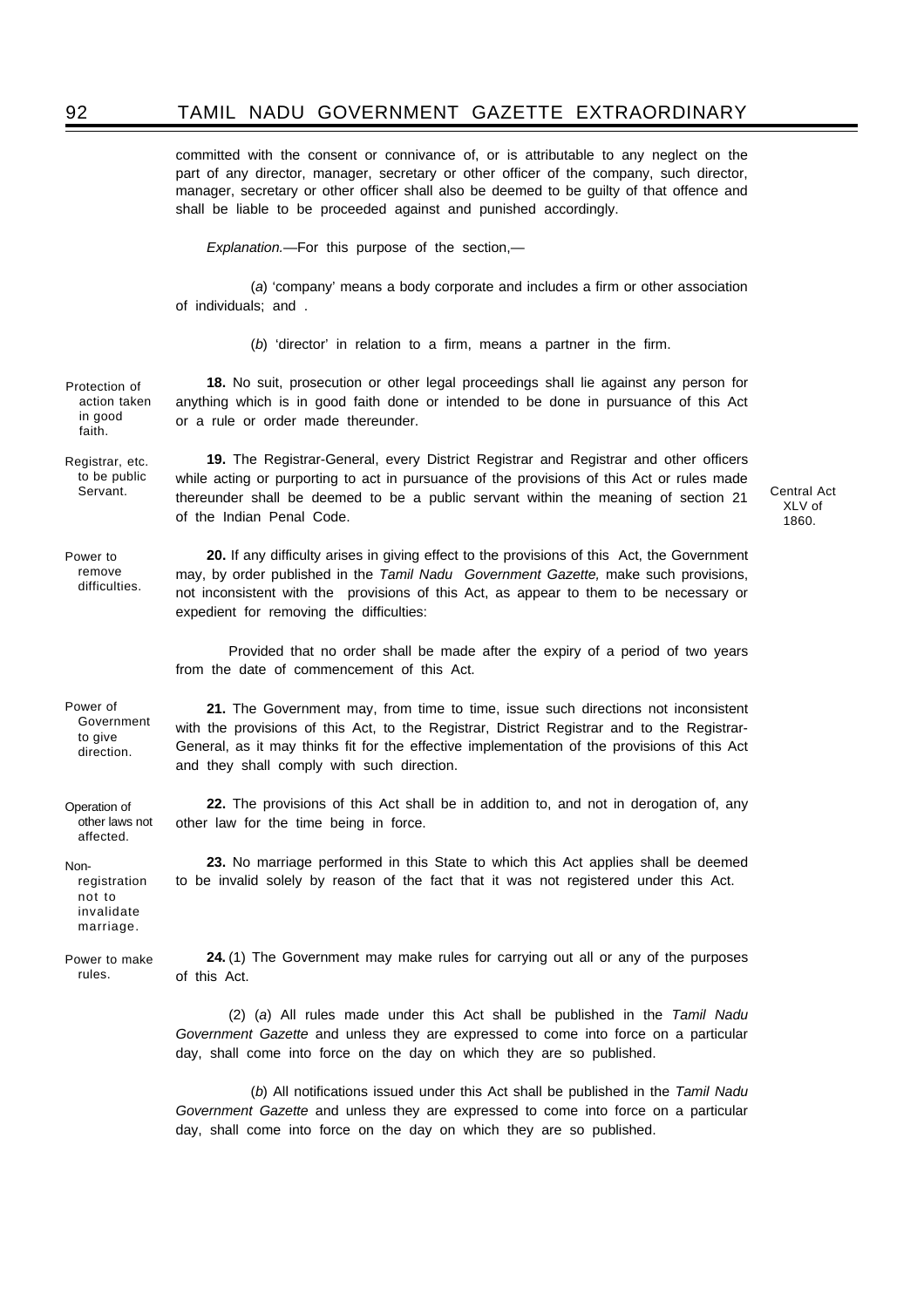committed with the consent or connivance of, or is attributable to any neglect on the part of any director, manager, secretary or other officer of the company, such director, manager, secretary or other officer shall also be deemed to be guilty of that offence and shall be liable to be proceeded against and punished accordingly.

*Explanation.*—For this purpose of the section,—

(*a*) 'company' means a body corporate and includes a firm or other association of individuals; and .

(*b*) 'director' in relation to a firm, means a partner in the firm.

Protection of action taken in good faith.

**18.** No suit, prosecution or other legal proceedings shall lie against any person for anything which is in good faith done or intended to be done in pursuance of this Act or a rule or order made thereunder.

Registrar, etc. to be public Servant.

**19.** The Registrar-General, every District Registrar and Registrar and other officers while acting or purporting to act in pursuance of the provisions of this Act or rules made thereunder shall be deemed to be a public servant within the meaning of section 21 of the Indian Penal Code.

Central Act XLV of 1860.

Power to remove difficulties.

**20.** If any difficulty arises in giving effect to the provisions of this Act, the Government may, by order published in the *Tamil Nadu Government Gazette,* make such provisions, not inconsistent with the provisions of this Act, as appear to them to be necessary or expedient for removing the difficulties:

Provided that no order shall be made after the expiry of a period of two years from the date of commencement of this Act.

Power of Government to give direction.

**21.** The Government may, from time to time, issue such directions not inconsistent with the provisions of this Act, to the Registrar, District Registrar and to the Registrar-General, as it may thinks fit for the effective implementation of the provisions of this Act and they shall comply with such direction.

Operation of other laws not affected.

**22.** The provisions of this Act shall be in addition to, and not in derogation of, any other law for the time being in force.

Non-registration not to invalidate marriage.

**23.** No marriage performed in this State to which this Act applies shall be deemed to be invalid solely by reason of the fact that it was not registered under this Act.

Power to make rules.

**24.** (1) The Government may make rules for carrying out all or any of the purposes of this Act.

(2) (*a*) All rules made under this Act shall be published in the *Tamil Nadu Government Gazette* and unless they are expressed to come into force on a particular day, shall come into force on the day on which they are so published.

(*b*) All notifications issued under this Act shall be published in the *Tamil Nadu Government Gazette* and unless they are expressed to come into force on a particular day, shall come into force on the day on which they are so published.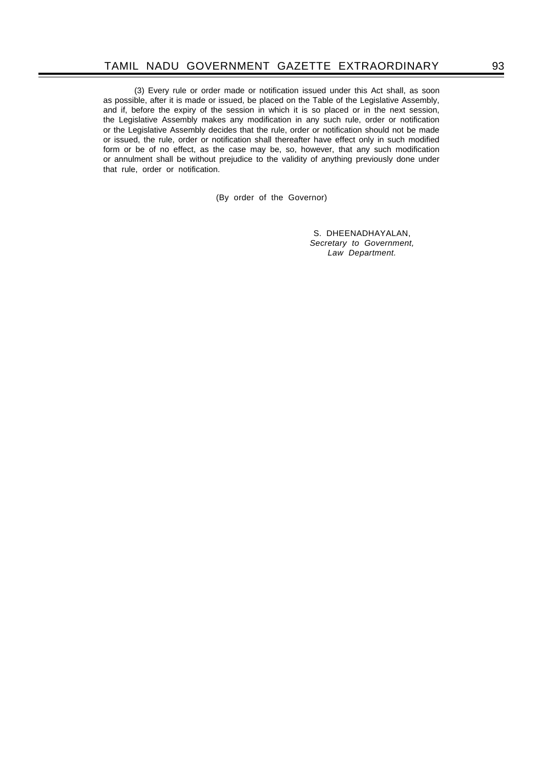(3) Every rule or order made or notification issued under this Act shall, as soon as possible, after it is made or issued, be placed on the Table of the Legislative Assembly, and if, before the expiry of the session in which it is so placed or in the next session, the Legislative Assembly makes any modification in any such rule, order or notification or the Legislative Assembly decides that the rule, order or notification should not be made or issued, the rule, order or notification shall thereafter have effect only in such modified form or be of no effect, as the case may be, so, however, that any such modification or annulment shall be without prejudice to the validity of anything previously done under that rule, order or notification.

(By order of the Governor)

S. DHEENADHAYALAN,
*Secretary to Government,*
*Law Department.*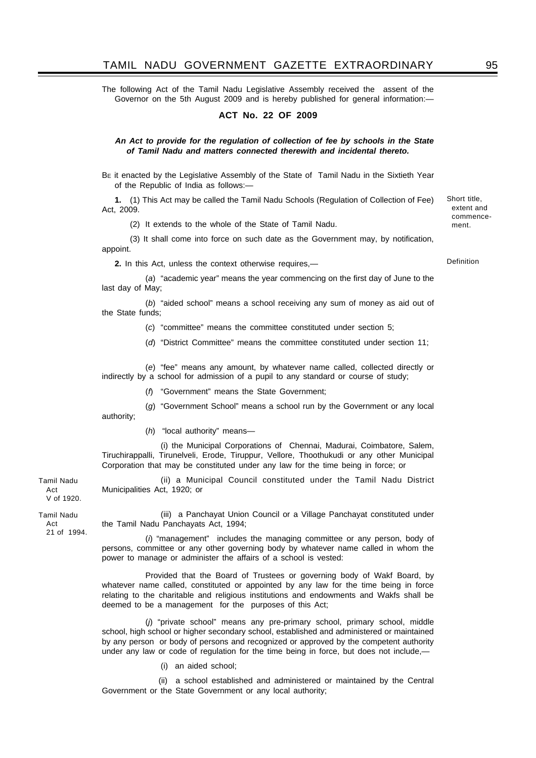The following Act of the Tamil Nadu Legislative Assembly received the assent of the Governor on the 5th August 2009 and is hereby published for general information:—

## ACT No. 22 OF 2009

***An Act to provide for the regulation of collection of fee by schools in the State of Tamil Nadu and matters connected therewith and incidental thereto.***

BE it enacted by the Legislative Assembly of the State of Tamil Nadu in the Sixtieth Year of the Republic of India as follows:—

Short title, extent and commencement.

**1.** (1) This Act may be called the Tamil Nadu Schools (Regulation of Collection of Fee) Act, 2009.

(2) It extends to the whole of the State of Tamil Nadu.

(3) It shall come into force on such date as the Government may, by notification, appoint.

Definition

**2.** In this Act, unless the context otherwise requires,—

(*a*) "academic year" means the year commencing on the first day of June to the last day of May;

(*b*) "aided school" means a school receiving any sum of money as aid out of the State funds;

(*c*) "committee" means the committee constituted under section 5;

(*d*) "District Committee" means the committee constituted under section 11;

(*e*) "fee" means any amount, by whatever name called, collected directly or indirectly by a school for admission of a pupil to any standard or course of study;

(*f*) "Government" means the State Government;

(*g*) "Government School" means a school run by the Government or any local authority;

(*h*) "local authority" means—

(i) the Municipal Corporations of Chennai, Madurai, Coimbatore, Salem, Tiruchirappalli, Tirunelveli, Erode, Tiruppur, Vellore, Thoothukudi or any other Municipal Corporation that may be constituted under any law for the time being in force; or

(ii) a Municipal Council constituted under the Tamil Nadu District Municipalities Act, 1920; or *(Tamil Nadu Act V of 1920.)*

(iii) a Panchayat Union Council or a Village Panchayat constituted under the Tamil Nadu Panchayats Act, 1994; *(Tamil Nadu Act 21 of 1994.)*

(*i*) "management" includes the managing committee or any person, body of persons, committee or any other governing body by whatever name called in whom the power to manage or administer the affairs of a school is vested:

Provided that the Board of Trustees or governing body of Wakf Board, by whatever name called, constituted or appointed by any law for the time being in force relating to the charitable and religious institutions and endowments and Wakfs shall be deemed to be a management for the purposes of this Act;

(*j*) "private school" means any pre-primary school, primary school, middle school, high school or higher secondary school, established and administered or maintained by any person or body of persons and recognized or approved by the competent authority under any law or code of regulation for the time being in force, but does not include,—

(i) an aided school;

(ii) a school established and administered or maintained by the Central Government or the State Government or any local authority;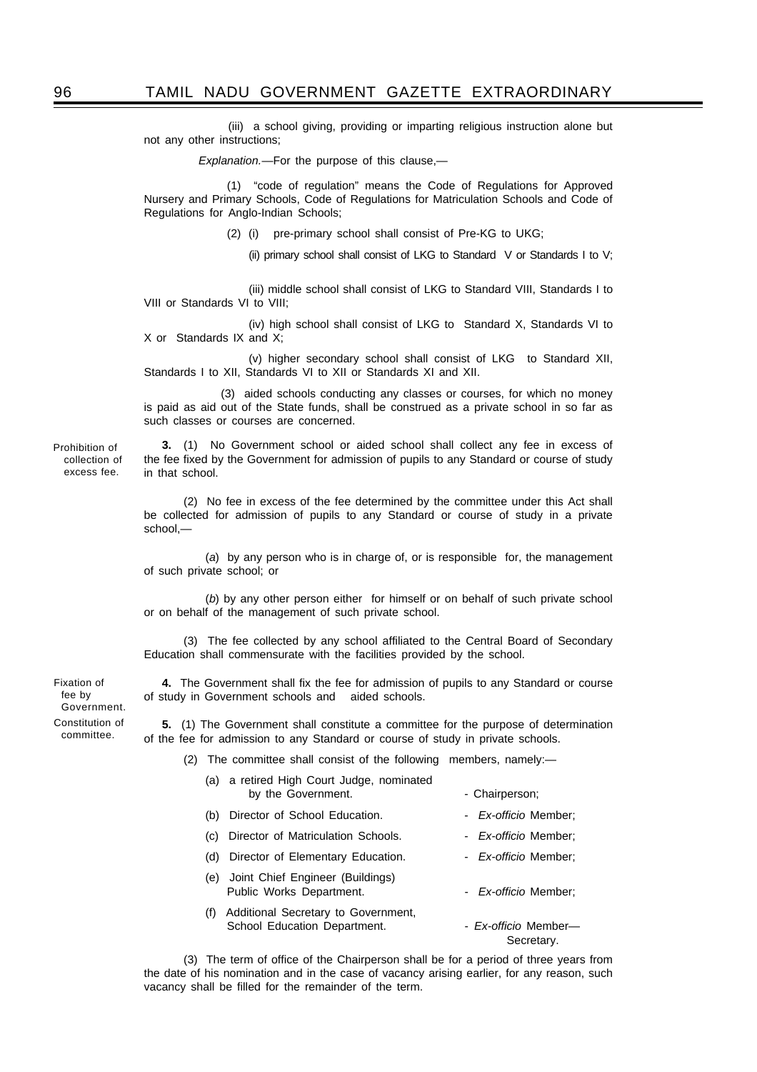(iii) a school giving, providing or imparting religious instruction alone but not any other instructions;

*Explanation.*—For the purpose of this clause,—

(1) "code of regulation" means the Code of Regulations for Approved Nursery and Primary Schools, Code of Regulations for Matriculation Schools and Code of Regulations for Anglo-Indian Schools;

(2) (i) pre-primary school shall consist of Pre-KG to UKG;

(ii) primary school shall consist of LKG to Standard V or Standards I to V;

(iii) middle school shall consist of LKG to Standard VIII, Standards I to VIII or Standards VI to VIII;

(iv) high school shall consist of LKG to Standard X, Standards VI to X or Standards IX and X;

(v) higher secondary school shall consist of LKG to Standard XII, Standards I to XII, Standards VI to XII or Standards XI and XII.

(3) aided schools conducting any classes or courses, for which no money is paid as aid out of the State funds, shall be construed as a private school in so far as such classes or courses are concerned.

Prohibition of collection of excess fee.

**3.** (1) No Government school or aided school shall collect any fee in excess of the fee fixed by the Government for admission of pupils to any Standard or course of study in that school.

(2) No fee in excess of the fee determined by the committee under this Act shall be collected for admission of pupils to any Standard or course of study in a private school,—

(*a*) by any person who is in charge of, or is responsible for, the management of such private school; or

(*b*) by any other person either for himself or on behalf of such private school or on behalf of the management of such private school.

(3) The fee collected by any school affiliated to the Central Board of Secondary Education shall commensurate with the facilities provided by the school.

Fixation of fee by Government.

**4.** The Government shall fix the fee for admission of pupils to any Standard or course of study in Government schools and aided schools.

Constitution of committee.

**5.** (1) The Government shall constitute a committee for the purpose of determination of the fee for admission to any Standard or course of study in private schools.

(2) The committee shall consist of the following members, namely:—

(a) a retired High Court Judge, nominated by the Government. - Chairperson;

(b) Director of School Education. - *Ex-officio* Member;

(c) Director of Matriculation Schools. - *Ex-officio* Member;

(d) Director of Elementary Education. - *Ex-officio* Member;

(e) Joint Chief Engineer (Buildings) Public Works Department. - *Ex-officio* Member;

(f) Additional Secretary to Government, School Education Department. - *Ex-officio* Member—Secretary.

(3) The term of office of the Chairperson shall be for a period of three years from the date of his nomination and in the case of vacancy arising earlier, for any reason, such vacancy shall be filled for the remainder of the term.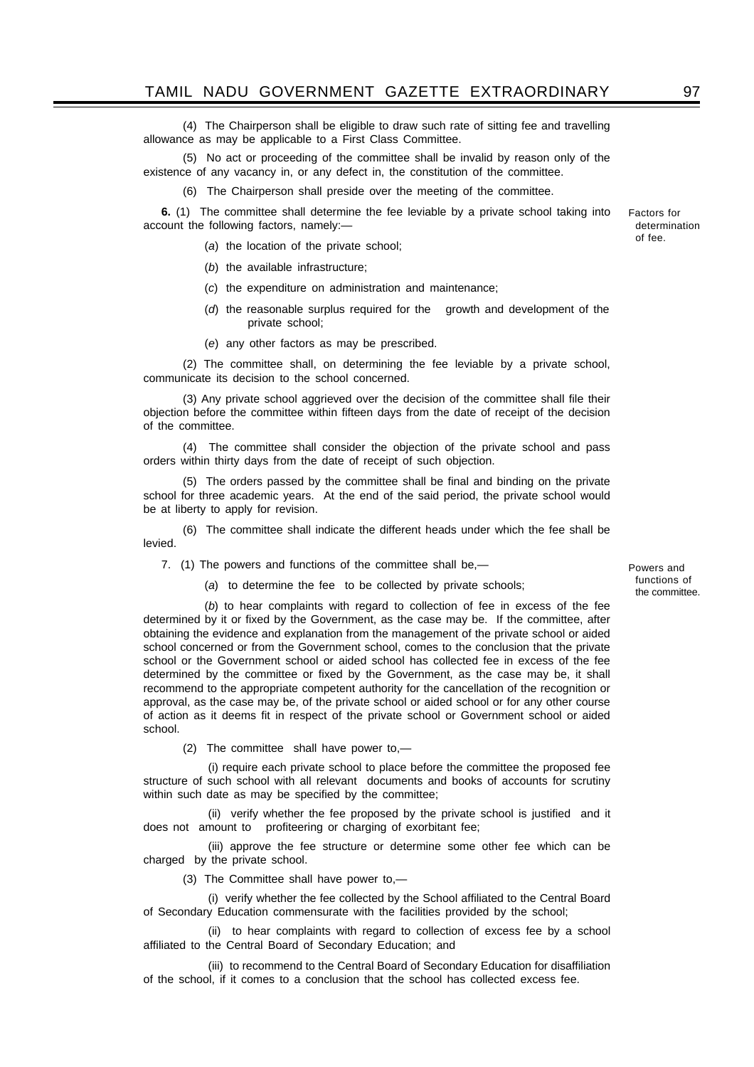(4) The Chairperson shall be eligible to draw such rate of sitting fee and travelling allowance as may be applicable to a First Class Committee.

(5) No act or proceeding of the committee shall be invalid by reason only of the existence of any vacancy in, or any defect in, the constitution of the committee.

(6) The Chairperson shall preside over the meeting of the committee.

*Factors for determination of fee.*

**6.** (1) The committee shall determine the fee leviable by a private school taking into account the following factors, namely:—

(*a*) the location of the private school;

(*b*) the available infrastructure;

(*c*) the expenditure on administration and maintenance;

(*d*) the reasonable surplus required for the growth and development of the private school;

(*e*) any other factors as may be prescribed.

(2) The committee shall, on determining the fee leviable by a private school, communicate its decision to the school concerned.

(3) Any private school aggrieved over the decision of the committee shall file their objection before the committee within fifteen days from the date of receipt of the decision of the committee.

(4) The committee shall consider the objection of the private school and pass orders within thirty days from the date of receipt of such objection.

(5) The orders passed by the committee shall be final and binding on the private school for three academic years. At the end of the said period, the private school would be at liberty to apply for revision.

(6) The committee shall indicate the different heads under which the fee shall be levied.

*Powers and functions of the committee.*

7. (1) The powers and functions of the committee shall be,—

(*a*) to determine the fee to be collected by private schools;

(*b*) to hear complaints with regard to collection of fee in excess of the fee determined by it or fixed by the Government, as the case may be. If the committee, after obtaining the evidence and explanation from the management of the private school or aided school concerned or from the Government school, comes to the conclusion that the private school or the Government school or aided school has collected fee in excess of the fee determined by the committee or fixed by the Government, as the case may be, it shall recommend to the appropriate competent authority for the cancellation of the recognition or approval, as the case may be, of the private school or aided school or for any other course of action as it deems fit in respect of the private school or Government school or aided school.

(2) The committee shall have power to,—

(i) require each private school to place before the committee the proposed fee structure of such school with all relevant documents and books of accounts for scrutiny within such date as may be specified by the committee;

(ii) verify whether the fee proposed by the private school is justified and it does not amount to profiteering or charging of exorbitant fee;

(iii) approve the fee structure or determine some other fee which can be charged by the private school.

(3) The Committee shall have power to,—

(i) verify whether the fee collected by the School affiliated to the Central Board of Secondary Education commensurate with the facilities provided by the school;

(ii) to hear complaints with regard to collection of excess fee by a school affiliated to the Central Board of Secondary Education; and

(iii) to recommend to the Central Board of Secondary Education for disaffiliation of the school, if it comes to a conclusion that the school has collected excess fee.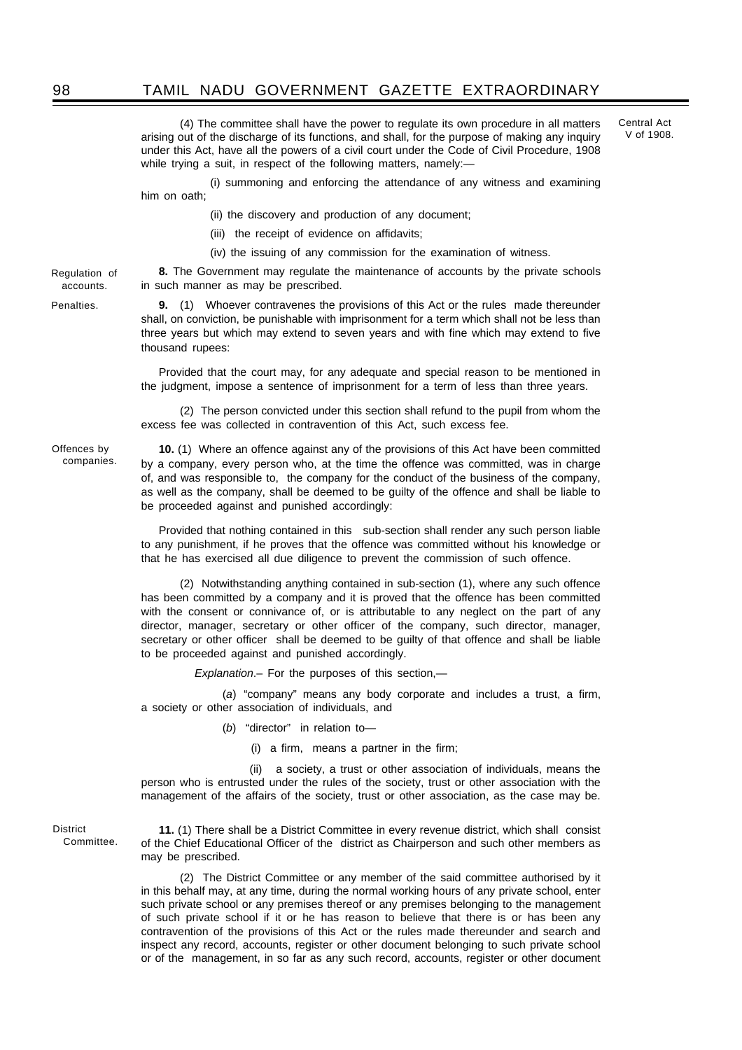(4) The committee shall have the power to regulate its own procedure in all matters arising out of the discharge of its functions, and shall, for the purpose of making any inquiry under this Act, have all the powers of a civil court under the Code of Civil Procedure, 1908 while trying a suit, in respect of the following matters, namely:— Central Act V of 1908.

(i) summoning and enforcing the attendance of any witness and examining him on oath;

(ii) the discovery and production of any document;

(iii) the receipt of evidence on affidavits;

(iv) the issuing of any commission for the examination of witness.

Regulation of accounts.

**8.** The Government may regulate the maintenance of accounts by the private schools in such manner as may be prescribed.

Penalties.

**9.** (1) Whoever contravenes the provisions of this Act or the rules made thereunder shall, on conviction, be punishable with imprisonment for a term which shall not be less than three years but which may extend to seven years and with fine which may extend to five thousand rupees:

Provided that the court may, for any adequate and special reason to be mentioned in the judgment, impose a sentence of imprisonment for a term of less than three years.

(2) The person convicted under this section shall refund to the pupil from whom the excess fee was collected in contravention of this Act, such excess fee.

Offences by companies.

**10.** (1) Where an offence against any of the provisions of this Act have been committed by a company, every person who, at the time the offence was committed, was in charge of, and was responsible to, the company for the conduct of the business of the company, as well as the company, shall be deemed to be guilty of the offence and shall be liable to be proceeded against and punished accordingly:

Provided that nothing contained in this sub-section shall render any such person liable to any punishment, if he proves that the offence was committed without his knowledge or that he has exercised all due diligence to prevent the commission of such offence.

(2) Notwithstanding anything contained in sub-section (1), where any such offence has been committed by a company and it is proved that the offence has been committed with the consent or connivance of, or is attributable to any neglect on the part of any director, manager, secretary or other officer of the company, such director, manager, secretary or other officer shall be deemed to be guilty of that offence and shall be liable to be proceeded against and punished accordingly.

*Explanation*.– For the purposes of this section,—

(*a*) "company" means any body corporate and includes a trust, a firm, a society or other association of individuals, and

(*b*) "director" in relation to—

(i) a firm, means a partner in the firm;

(ii) a society, a trust or other association of individuals, means the person who is entrusted under the rules of the society, trust or other association with the management of the affairs of the society, trust or other association, as the case may be.

District Committee.

**11.** (1) There shall be a District Committee in every revenue district, which shall consist of the Chief Educational Officer of the district as Chairperson and such other members as may be prescribed.

(2) The District Committee or any member of the said committee authorised by it in this behalf may, at any time, during the normal working hours of any private school, enter such private school or any premises thereof or any premises belonging to the management of such private school if it or he has reason to believe that there is or has been any contravention of the provisions of this Act or the rules made thereunder and search and inspect any record, accounts, register or other document belonging to such private school or of the management, in so far as any such record, accounts, register or other document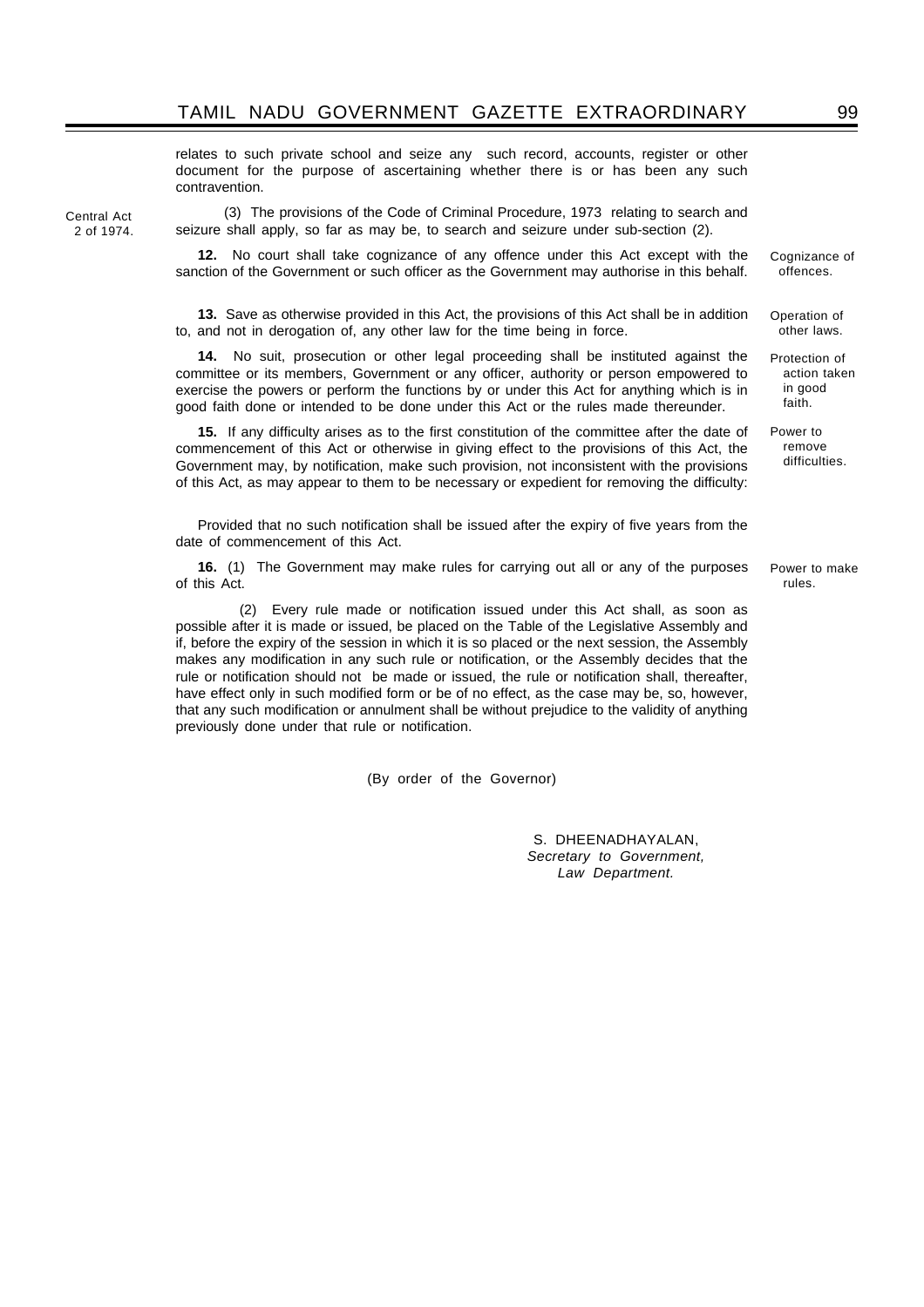relates to such private school and seize any such record, accounts, register or other document for the purpose of ascertaining whether there is or has been any such contravention.

(3) The provisions of the Code of Criminal Procedure, 1973 relating to search and seizure shall apply, so far as may be, to search and seizure under sub-section (2). *(Central Act 2 of 1974.)*

**12.** No court shall take cognizance of any offence under this Act except with the sanction of the Government or such officer as the Government may authorise in this behalf. *(Cognizance of offences.)*

**13.** Save as otherwise provided in this Act, the provisions of this Act shall be in addition to, and not in derogation of, any other law for the time being in force. *(Operation of other laws.)*

**14.** No suit, prosecution or other legal proceeding shall be instituted against the committee or its members, Government or any officer, authority or person empowered to exercise the powers or perform the functions by or under this Act for anything which is in good faith done or intended to be done under this Act or the rules made thereunder. *(Protection of action taken in good faith.)*

**15.** If any difficulty arises as to the first constitution of the committee after the date of commencement of this Act or otherwise in giving effect to the provisions of this Act, the Government may, by notification, make such provision, not inconsistent with the provisions of this Act, as may appear to them to be necessary or expedient for removing the difficulty: *(Power to remove difficulties.)*

Provided that no such notification shall be issued after the expiry of five years from the date of commencement of this Act.

**16.** (1) The Government may make rules for carrying out all or any of the purposes of this Act. *(Power to make rules.)*

(2) Every rule made or notification issued under this Act shall, as soon as possible after it is made or issued, be placed on the Table of the Legislative Assembly and if, before the expiry of the session in which it is so placed or the next session, the Assembly makes any modification in any such rule or notification, or the Assembly decides that the rule or notification should not be made or issued, the rule or notification shall, thereafter, have effect only in such modified form or be of no effect, as the case may be, so, however, that any such modification or annulment shall be without prejudice to the validity of anything previously done under that rule or notification.

(By order of the Governor)

S. DHEENADHAYALAN,
*Secretary to Government,*
*Law Department.*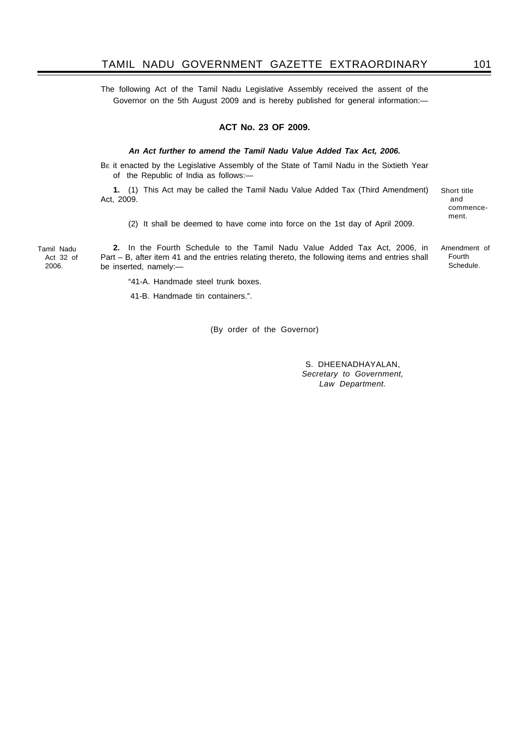The following Act of the Tamil Nadu Legislative Assembly received the assent of the Governor on the 5th August 2009 and is hereby published for general information:—

## ACT No. 23 OF 2009.

***An Act further to amend the Tamil Nadu Value Added Tax Act, 2006.***

BE it enacted by the Legislative Assembly of the State of Tamil Nadu in the Sixtieth Year of the Republic of India as follows:—

Short title and commencement.

**1.** (1) This Act may be called the Tamil Nadu Value Added Tax (Third Amendment) Act, 2009.

(2) It shall be deemed to have come into force on the 1st day of April 2009.

Amendment of Fourth Schedule.

Tamil Nadu Act 32 of 2006.

**2.** In the Fourth Schedule to the Tamil Nadu Value Added Tax Act, 2006, in Part – B, after item 41 and the entries relating thereto, the following items and entries shall be inserted, namely:—

"41-A. Handmade steel trunk boxes.

41-B. Handmade tin containers.".

(By order of the Governor)

S. DHEENADHAYALAN,
*Secretary to Government,*
*Law Department.*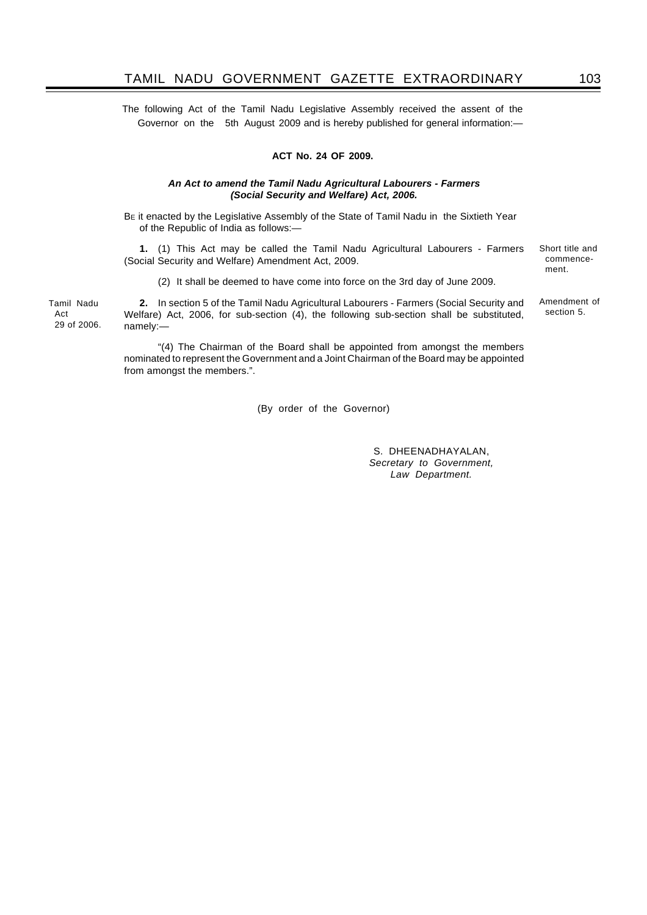The following Act of the Tamil Nadu Legislative Assembly received the assent of the Governor on the 5th August 2009 and is hereby published for general information:—

## ACT No. 24 OF 2009.

***An Act to amend the Tamil Nadu Agricultural Labourers - Farmers (Social Security and Welfare) Act, 2006.***

BE it enacted by the Legislative Assembly of the State of Tamil Nadu in the Sixtieth Year of the Republic of India as follows:—

Short title and commencement.

**1.** (1) This Act may be called the Tamil Nadu Agricultural Labourers - Farmers (Social Security and Welfare) Amendment Act, 2009.

(2) It shall be deemed to have come into force on the 3rd day of June 2009.

Amendment of section 5.

Tamil Nadu Act 29 of 2006.

**2.** In section 5 of the Tamil Nadu Agricultural Labourers - Farmers (Social Security and Welfare) Act, 2006, for sub-section (4), the following sub-section shall be substituted, namely:—

"(4) The Chairman of the Board shall be appointed from amongst the members nominated to represent the Government and a Joint Chairman of the Board may be appointed from amongst the members.".

(By order of the Governor)

S. DHEENADHAYALAN,
*Secretary to Government,*
*Law Department.*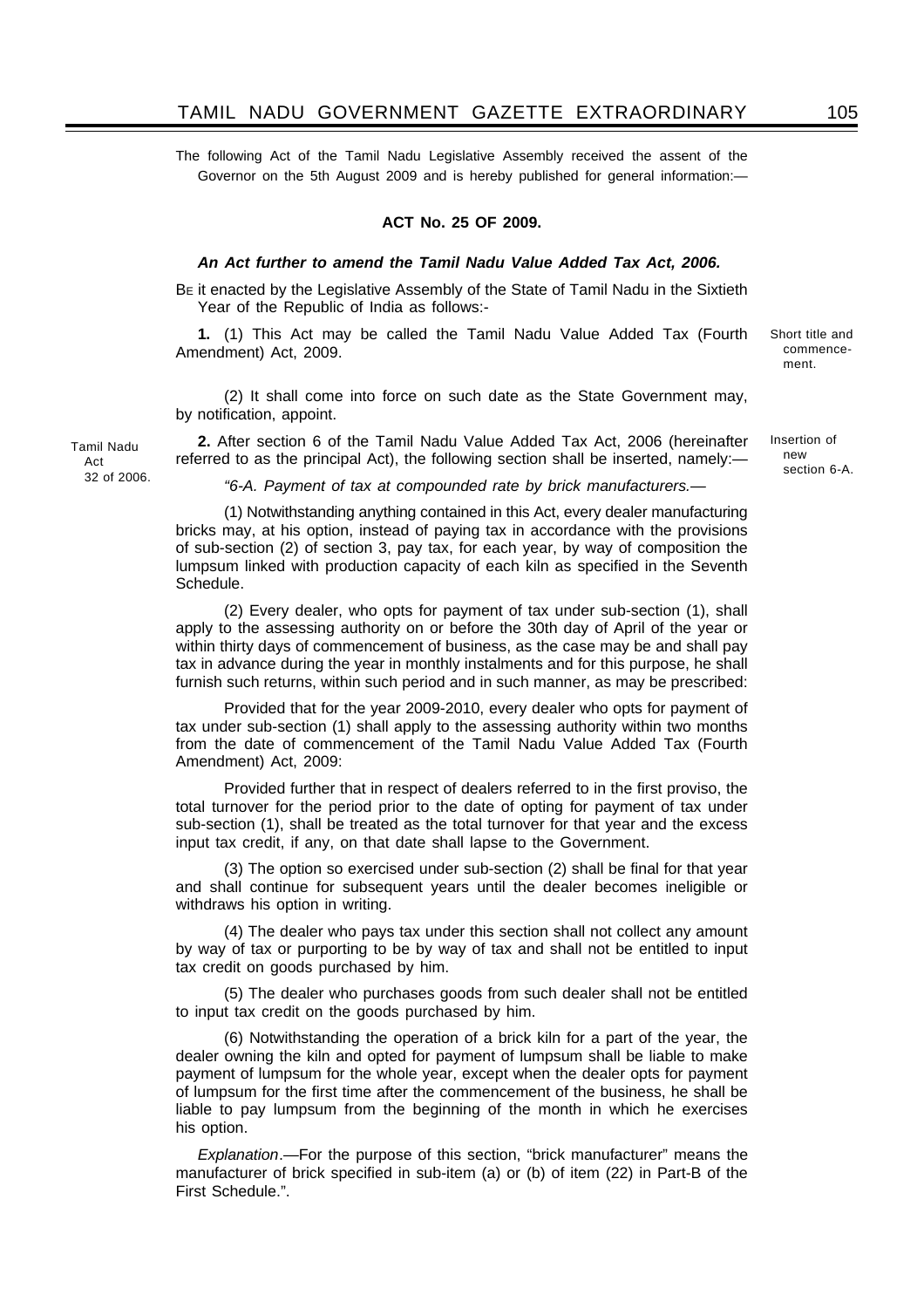The following Act of the Tamil Nadu Legislative Assembly received the assent of the Governor on the 5th August 2009 and is hereby published for general information:—

## ACT No. 25 OF 2009.

***An Act further to amend the Tamil Nadu Value Added Tax Act, 2006.***

BE it enacted by the Legislative Assembly of the State of Tamil Nadu in the Sixtieth Year of the Republic of India as follows:-

Short title and commencement.

**1.** (1) This Act may be called the Tamil Nadu Value Added Tax (Fourth Amendment) Act, 2009.

(2) It shall come into force on such date as the State Government may, by notification, appoint.

Insertion of new section 6-A.

Tamil Nadu Act 32 of 2006.

**2.** After section 6 of the Tamil Nadu Value Added Tax Act, 2006 (hereinafter referred to as the principal Act), the following section shall be inserted, namely:—

*"6-A. Payment of tax at compounded rate by brick manufacturers.*—

(1) Notwithstanding anything contained in this Act, every dealer manufacturing bricks may, at his option, instead of paying tax in accordance with the provisions of sub-section (2) of section 3, pay tax, for each year, by way of composition the lumpsum linked with production capacity of each kiln as specified in the Seventh Schedule.

(2) Every dealer, who opts for payment of tax under sub-section (1), shall apply to the assessing authority on or before the 30th day of April of the year or within thirty days of commencement of business, as the case may be and shall pay tax in advance during the year in monthly instalments and for this purpose, he shall furnish such returns, within such period and in such manner, as may be prescribed:

Provided that for the year 2009-2010, every dealer who opts for payment of tax under sub-section (1) shall apply to the assessing authority within two months from the date of commencement of the Tamil Nadu Value Added Tax (Fourth Amendment) Act, 2009:

Provided further that in respect of dealers referred to in the first proviso, the total turnover for the period prior to the date of opting for payment of tax under sub-section (1), shall be treated as the total turnover for that year and the excess input tax credit, if any, on that date shall lapse to the Government.

(3) The option so exercised under sub-section (2) shall be final for that year and shall continue for subsequent years until the dealer becomes ineligible or withdraws his option in writing.

(4) The dealer who pays tax under this section shall not collect any amount by way of tax or purporting to be by way of tax and shall not be entitled to input tax credit on goods purchased by him.

(5) The dealer who purchases goods from such dealer shall not be entitled to input tax credit on the goods purchased by him.

(6) Notwithstanding the operation of a brick kiln for a part of the year, the dealer owning the kiln and opted for payment of lumpsum shall be liable to make payment of lumpsum for the whole year, except when the dealer opts for payment of lumpsum for the first time after the commencement of the business, he shall be liable to pay lumpsum from the beginning of the month in which he exercises his option.

*Explanation*.—For the purpose of this section, "brick manufacturer" means the manufacturer of brick specified in sub-item (a) or (b) of item (22) in Part-B of the First Schedule.".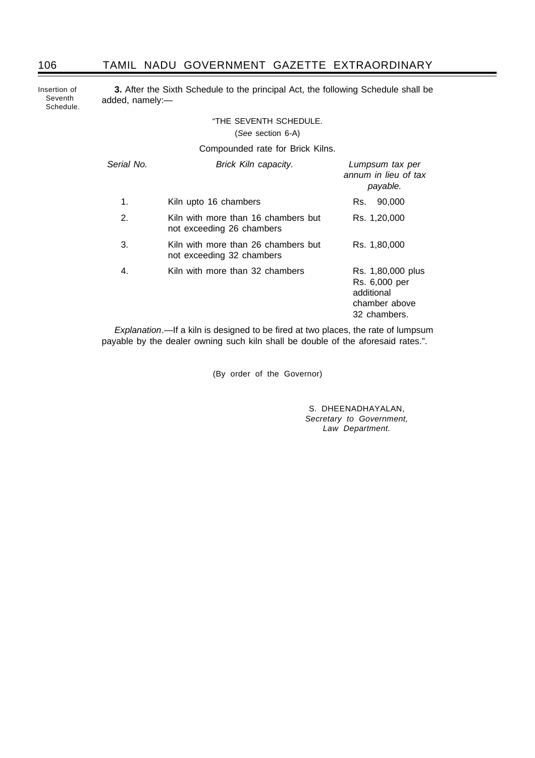Insertion of Seventh Schedule.

**3.** After the Sixth Schedule to the principal Act, the following Schedule shall be added, namely:—

"THE SEVENTH SCHEDULE.

(*See* section 6-A)

Compounded rate for Brick Kilns.

| *Serial No.* | *Brick Kiln capacity.* | *Lumpsum tax per annum in lieu of tax payable.* |
|---|---|---|
| 1. | Kiln upto 16 chambers | Rs. 90,000 |
| 2. | Kiln with more than 16 chambers but not exceeding 26 chambers | Rs. 1,20,000 |
| 3. | Kiln with more than 26 chambers but not exceeding 32 chambers | Rs. 1,80,000 |
| 4. | Kiln with more than 32 chambers | Rs. 1,80,000 plus Rs. 6,000 per additional chamber above 32 chambers. |

*Explanation*.—If a kiln is designed to be fired at two places, the rate of lumpsum payable by the dealer owning such kiln shall be double of the aforesaid rates.".

(By order of the Governor)

S. DHEENADHAYALAN,
*Secretary to Government,*
*Law Department.*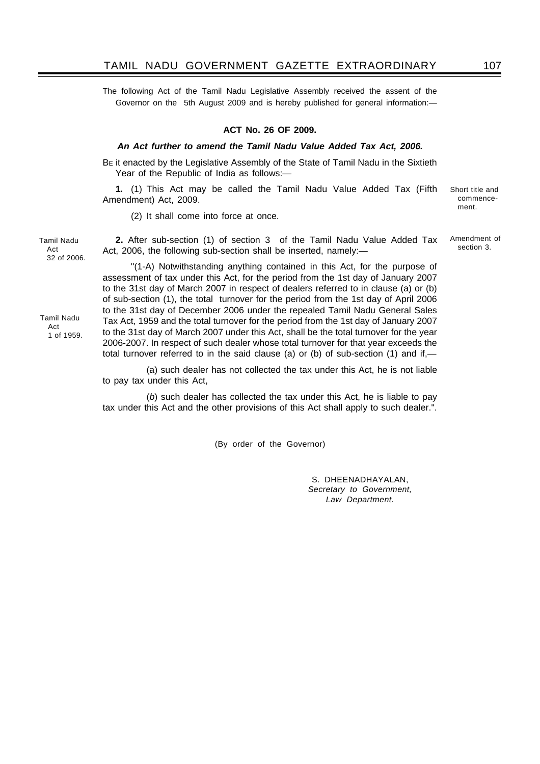The following Act of the Tamil Nadu Legislative Assembly received the assent of the Governor on the 5th August 2009 and is hereby published for general information:—

## ACT No. 26 OF 2009.

***An Act further to amend the Tamil Nadu Value Added Tax Act, 2006.***

BE it enacted by the Legislative Assembly of the State of Tamil Nadu in the Sixtieth Year of the Republic of India as follows:—

Short title and commencement.

**1.** (1) This Act may be called the Tamil Nadu Value Added Tax (Fifth Amendment) Act, 2009.

(2) It shall come into force at once.

Amendment of section 3.

Tamil Nadu Act 32 of 2006.

**2.** After sub-section (1) of section 3 of the Tamil Nadu Value Added Tax Act, 2006, the following sub-section shall be inserted, namely:—

Tamil Nadu Act 1 of 1959.

"(1-A) Notwithstanding anything contained in this Act, for the purpose of assessment of tax under this Act, for the period from the 1st day of January 2007 to the 31st day of March 2007 in respect of dealers referred to in clause (a) or (b) of sub-section (1), the total turnover for the period from the 1st day of April 2006 to the 31st day of December 2006 under the repealed Tamil Nadu General Sales Tax Act, 1959 and the total turnover for the period from the 1st day of January 2007 to the 31st day of March 2007 under this Act, shall be the total turnover for the year 2006-2007. In respect of such dealer whose total turnover for that year exceeds the total turnover referred to in the said clause (a) or (b) of sub-section (1) and if,—

(a) such dealer has not collected the tax under this Act, he is not liable to pay tax under this Act,

(*b*) such dealer has collected the tax under this Act, he is liable to pay tax under this Act and the other provisions of this Act shall apply to such dealer.".

(By order of the Governor)

S. DHEENADHAYALAN,
*Secretary to Government,*
*Law Department.*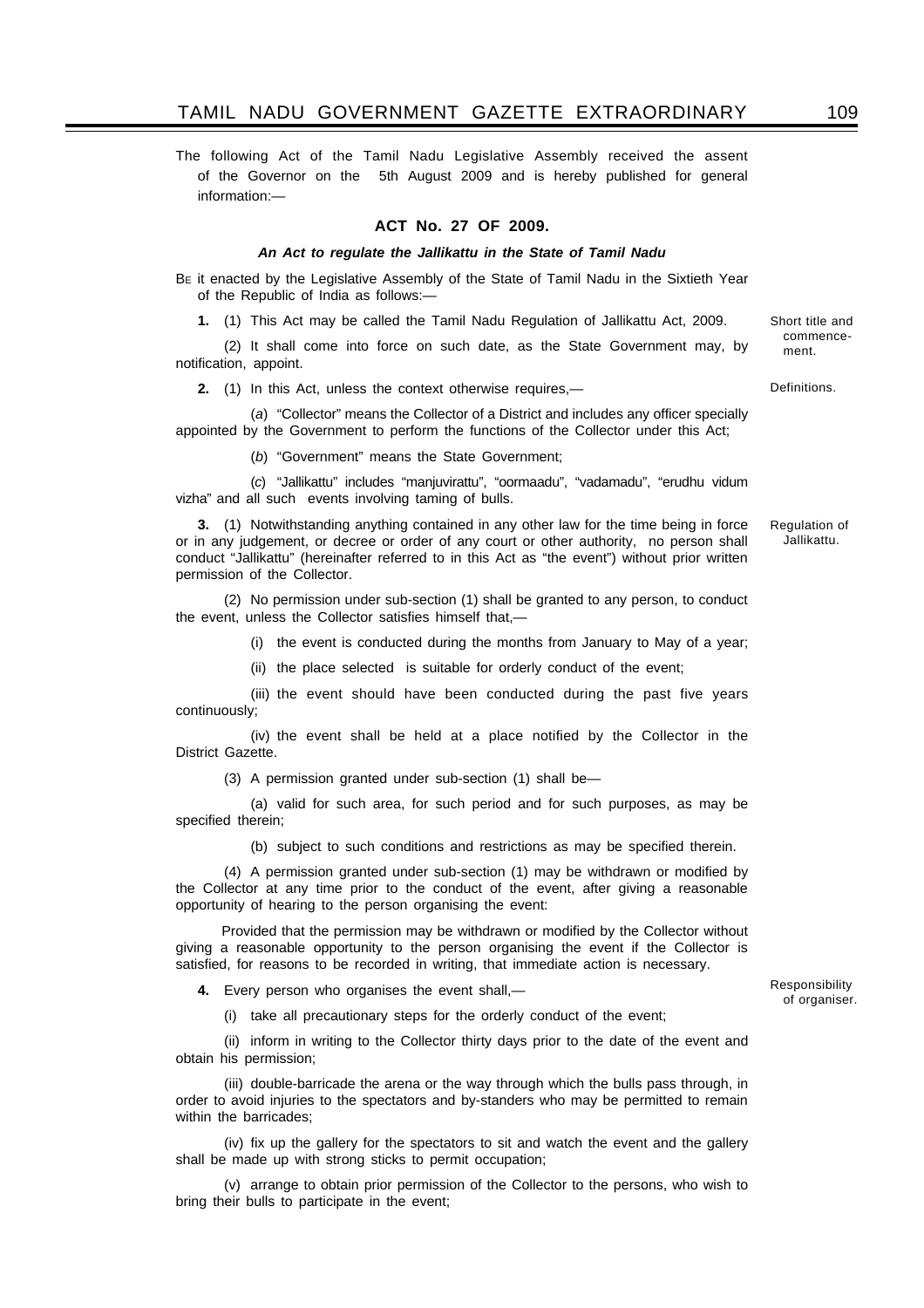The following Act of the Tamil Nadu Legislative Assembly received the assent of the Governor on the 5th August 2009 and is hereby published for general information:—

## ACT No. 27 OF 2009.

***An Act to regulate the Jallikattu in the State of Tamil Nadu***

BE it enacted by the Legislative Assembly of the State of Tamil Nadu in the Sixtieth Year of the Republic of India as follows:—

*Short title and commencement.*

**1.** (1) This Act may be called the Tamil Nadu Regulation of Jallikattu Act, 2009.

(2) It shall come into force on such date, as the State Government may, by notification, appoint.

*Definitions.*

**2.** (1) In this Act, unless the context otherwise requires,—

(*a*) "Collector" means the Collector of a District and includes any officer specially appointed by the Government to perform the functions of the Collector under this Act;

(*b*) "Government" means the State Government;

(*c*) "Jallikattu" includes "manjuvirattu", "oormaadu", "vadamadu", "erudhu vidum vizha" and all such events involving taming of bulls.

*Regulation of Jallikattu.*

**3.** (1) Notwithstanding anything contained in any other law for the time being in force or in any judgement, or decree or order of any court or other authority, no person shall conduct "Jallikattu" (hereinafter referred to in this Act as "the event") without prior written permission of the Collector.

(2) No permission under sub-section (1) shall be granted to any person, to conduct the event, unless the Collector satisfies himself that,—

(i) the event is conducted during the months from January to May of a year;

(ii) the place selected is suitable for orderly conduct of the event;

(iii) the event should have been conducted during the past five years continuously;

(iv) the event shall be held at a place notified by the Collector in the District Gazette.

(3) A permission granted under sub-section (1) shall be—

(a) valid for such area, for such period and for such purposes, as may be specified therein;

(b) subject to such conditions and restrictions as may be specified therein.

(4) A permission granted under sub-section (1) may be withdrawn or modified by the Collector at any time prior to the conduct of the event, after giving a reasonable opportunity of hearing to the person organising the event:

Provided that the permission may be withdrawn or modified by the Collector without giving a reasonable opportunity to the person organising the event if the Collector is satisfied, for reasons to be recorded in writing, that immediate action is necessary.

*Responsibility of organiser.*

**4.** Every person who organises the event shall,—

(i) take all precautionary steps for the orderly conduct of the event;

(ii) inform in writing to the Collector thirty days prior to the date of the event and obtain his permission;

(iii) double-barricade the arena or the way through which the bulls pass through, in order to avoid injuries to the spectators and by-standers who may be permitted to remain within the barricades;

(iv) fix up the gallery for the spectators to sit and watch the event and the gallery shall be made up with strong sticks to permit occupation;

(v) arrange to obtain prior permission of the Collector to the persons, who wish to bring their bulls to participate in the event;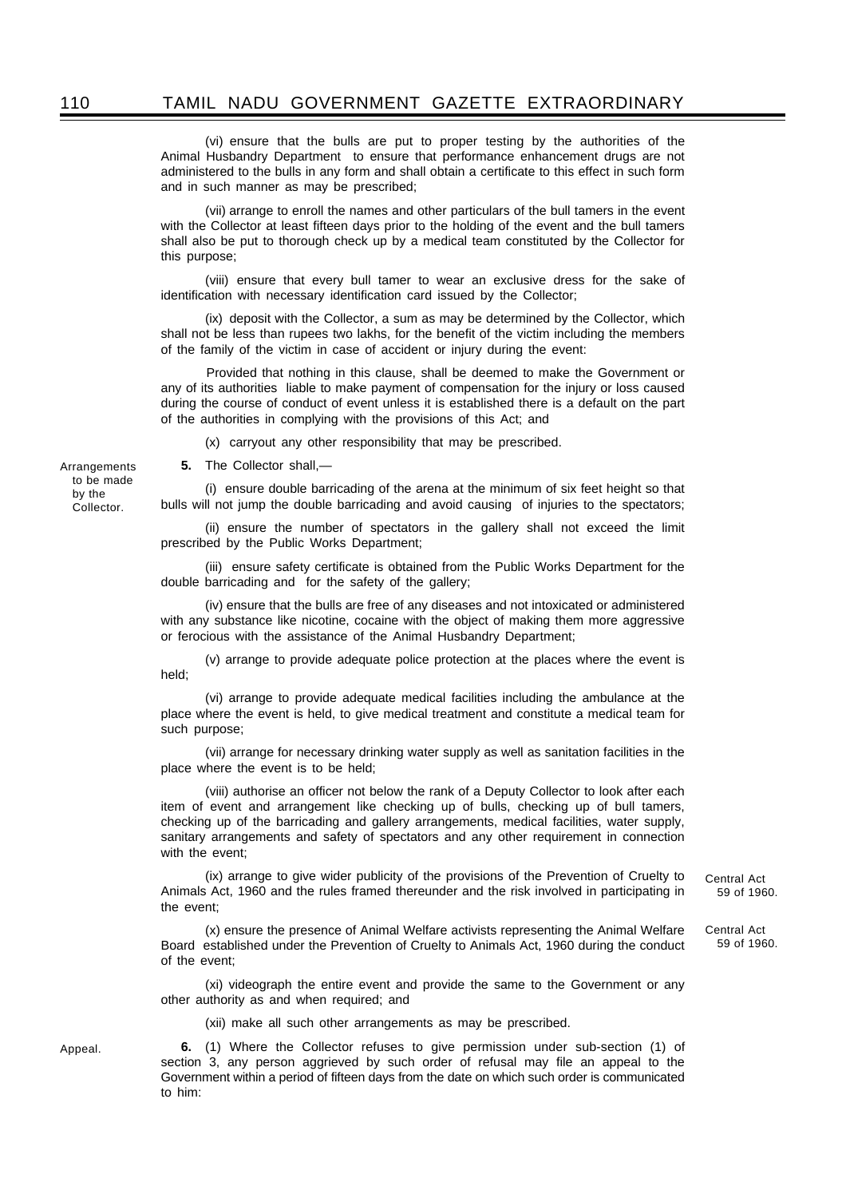(vi) ensure that the bulls are put to proper testing by the authorities of the Animal Husbandry Department to ensure that performance enhancement drugs are not administered to the bulls in any form and shall obtain a certificate to this effect in such form and in such manner as may be prescribed;

(vii) arrange to enroll the names and other particulars of the bull tamers in the event with the Collector at least fifteen days prior to the holding of the event and the bull tamers shall also be put to thorough check up by a medical team constituted by the Collector for this purpose;

(viii) ensure that every bull tamer to wear an exclusive dress for the sake of identification with necessary identification card issued by the Collector;

(ix) deposit with the Collector, a sum as may be determined by the Collector, which shall not be less than rupees two lakhs, for the benefit of the victim including the members of the family of the victim in case of accident or injury during the event:

Provided that nothing in this clause, shall be deemed to make the Government or any of its authorities liable to make payment of compensation for the injury or loss caused during the course of conduct of event unless it is established there is a default on the part of the authorities in complying with the provisions of this Act; and

(x) carryout any other responsibility that may be prescribed.

Arrangements to be made by the Collector.

**5.** The Collector shall,—

(i) ensure double barricading of the arena at the minimum of six feet height so that bulls will not jump the double barricading and avoid causing of injuries to the spectators;

(ii) ensure the number of spectators in the gallery shall not exceed the limit prescribed by the Public Works Department;

(iii) ensure safety certificate is obtained from the Public Works Department for the double barricading and for the safety of the gallery;

(iv) ensure that the bulls are free of any diseases and not intoxicated or administered with any substance like nicotine, cocaine with the object of making them more aggressive or ferocious with the assistance of the Animal Husbandry Department;

(v) arrange to provide adequate police protection at the places where the event is held;

(vi) arrange to provide adequate medical facilities including the ambulance at the place where the event is held, to give medical treatment and constitute a medical team for such purpose;

(vii) arrange for necessary drinking water supply as well as sanitation facilities in the place where the event is to be held;

(viii) authorise an officer not below the rank of a Deputy Collector to look after each item of event and arrangement like checking up of bulls, checking up of bull tamers, checking up of the barricading and gallery arrangements, medical facilities, water supply, sanitary arrangements and safety of spectators and any other requirement in connection with the event;

(ix) arrange to give wider publicity of the provisions of the Prevention of Cruelty to Animals Act, 1960 and the rules framed thereunder and the risk involved in participating in the event; Central Act 59 of 1960.

(x) ensure the presence of Animal Welfare activists representing the Animal Welfare Board established under the Prevention of Cruelty to Animals Act, 1960 during the conduct of the event; Central Act 59 of 1960.

(xi) videograph the entire event and provide the same to the Government or any other authority as and when required; and

(xii) make all such other arrangements as may be prescribed.

Appeal.

**6.** (1) Where the Collector refuses to give permission under sub-section (1) of section 3, any person aggrieved by such order of refusal may file an appeal to the Government within a period of fifteen days from the date on which such order is communicated to him: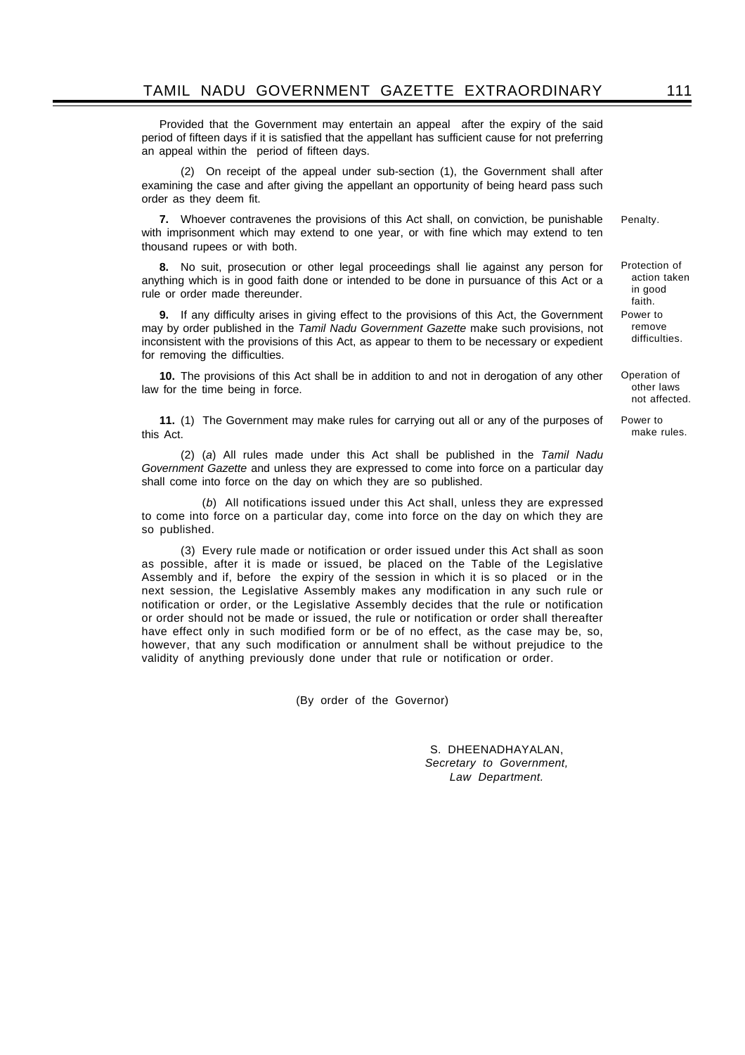Provided that the Government may entertain an appeal after the expiry of the said period of fifteen days if it is satisfied that the appellant has sufficient cause for not preferring an appeal within the period of fifteen days.

(2) On receipt of the appeal under sub-section (1), the Government shall after examining the case and after giving the appellant an opportunity of being heard pass such order as they deem fit.

Penalty.

**7.** Whoever contravenes the provisions of this Act shall, on conviction, be punishable with imprisonment which may extend to one year, or with fine which may extend to ten thousand rupees or with both.

Protection of action taken in good faith.

**8.** No suit, prosecution or other legal proceedings shall lie against any person for anything which is in good faith done or intended to be done in pursuance of this Act or a rule or order made thereunder.

Power to remove difficulties.

**9.** If any difficulty arises in giving effect to the provisions of this Act, the Government may by order published in the *Tamil Nadu Government Gazette* make such provisions, not inconsistent with the provisions of this Act, as appear to them to be necessary or expedient for removing the difficulties.

Operation of other laws not affected.

**10.** The provisions of this Act shall be in addition to and not in derogation of any other law for the time being in force.

Power to make rules.

**11.** (1) The Government may make rules for carrying out all or any of the purposes of this Act.

(2) (*a*) All rules made under this Act shall be published in the *Tamil Nadu Government Gazette* and unless they are expressed to come into force on a particular day shall come into force on the day on which they are so published.

(*b*) All notifications issued under this Act shall, unless they are expressed to come into force on a particular day, come into force on the day on which they are so published.

(3) Every rule made or notification or order issued under this Act shall as soon as possible, after it is made or issued, be placed on the Table of the Legislative Assembly and if, before the expiry of the session in which it is so placed or in the next session, the Legislative Assembly makes any modification in any such rule or notification or order, or the Legislative Assembly decides that the rule or notification or order should not be made or issued, the rule or notification or order shall thereafter have effect only in such modified form or be of no effect, as the case may be, so, however, that any such modification or annulment shall be without prejudice to the validity of anything previously done under that rule or notification or order.

(By order of the Governor)

S. DHEENADHAYALAN,
*Secretary to Government,*
*Law Department.*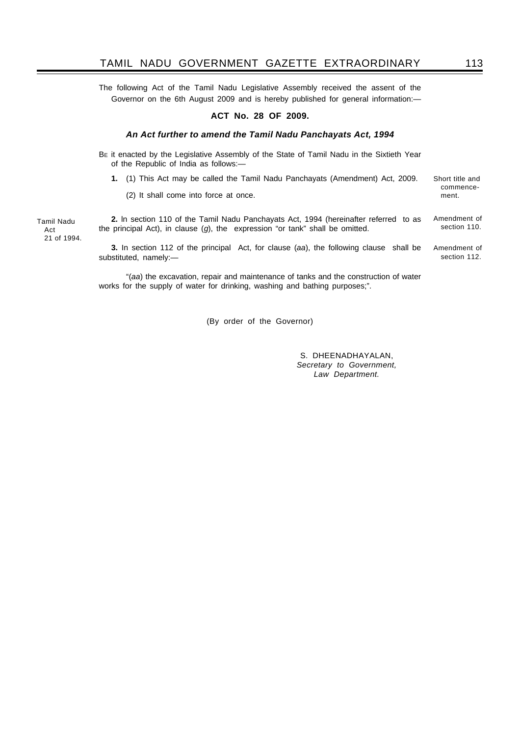The following Act of the Tamil Nadu Legislative Assembly received the assent of the Governor on the 6th August 2009 and is hereby published for general information:—

## ACT No. 28 OF 2009.

### *An Act further to amend the Tamil Nadu Panchayats Act, 1994*

BE it enacted by the Legislative Assembly of the State of Tamil Nadu in the Sixtieth Year of the Republic of India as follows:—

Short title and commencement.

**1.** (1) This Act may be called the Tamil Nadu Panchayats (Amendment) Act, 2009.

(2) It shall come into force at once.

Amendment of section 110.

Tamil Nadu Act 21 of 1994.

**2.** In section 110 of the Tamil Nadu Panchayats Act, 1994 (hereinafter referred to as the principal Act), in clause (*g*), the expression "or tank" shall be omitted.

Amendment of section 112.

**3.** In section 112 of the principal Act, for clause (*aa*), the following clause shall be substituted, namely:—

"(*aa*) the excavation, repair and maintenance of tanks and the construction of water works for the supply of water for drinking, washing and bathing purposes;".

(By order of the Governor)

S. DHEENADHAYALAN,
*Secretary to Government,*
*Law Department.*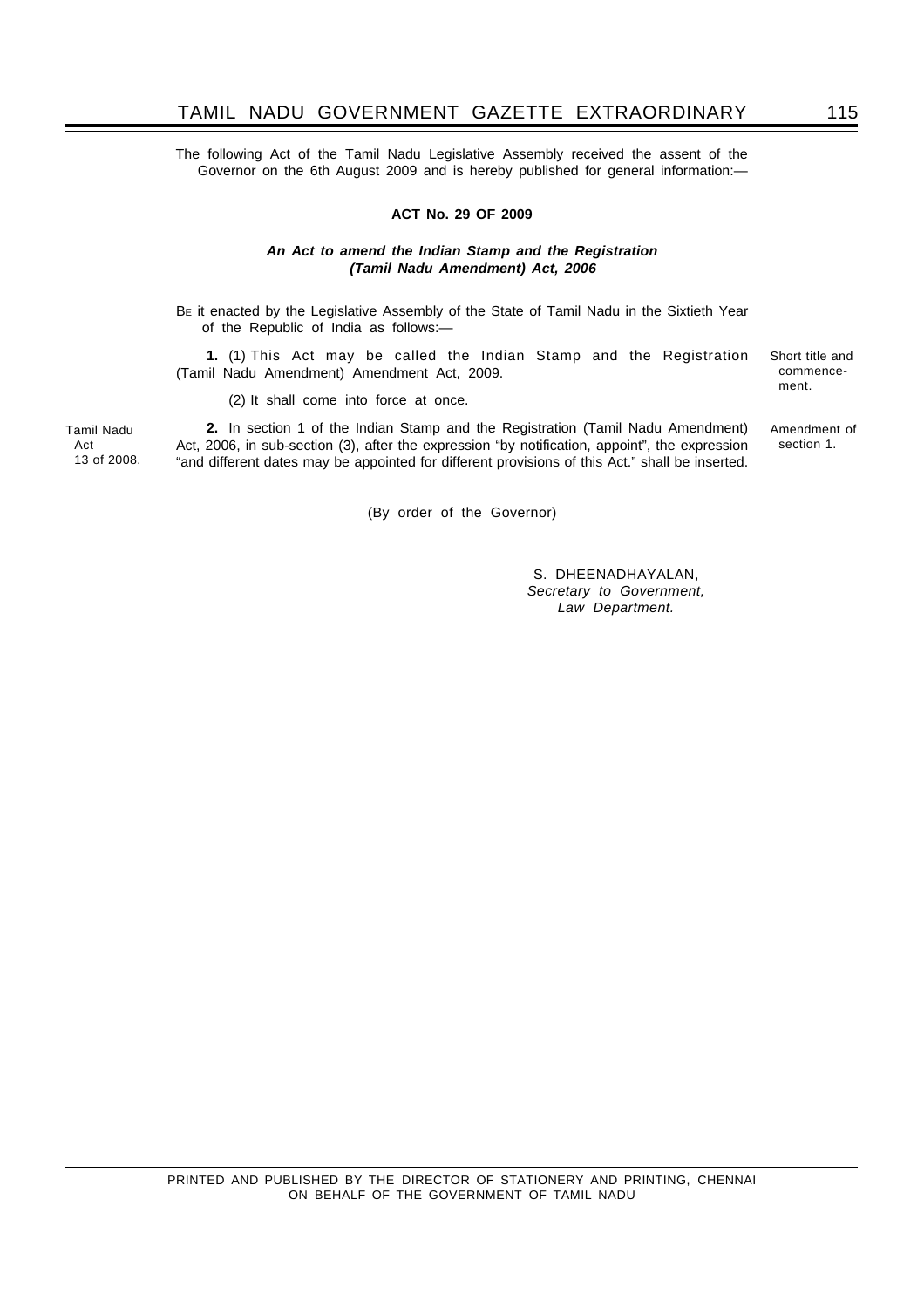The following Act of the Tamil Nadu Legislative Assembly received the assent of the Governor on the 6th August 2009 and is hereby published for general information:—

**ACT No. 29 OF 2009**

***An Act to amend the Indian Stamp and the Registration (Tamil Nadu Amendment) Act, 2006***

BE it enacted by the Legislative Assembly of the State of Tamil Nadu in the Sixtieth Year of the Republic of India as follows:—

Short title and commencement.

**1.** (1) This Act may be called the Indian Stamp and the Registration (Tamil Nadu Amendment) Amendment Act, 2009.

(2) It shall come into force at once.

Amendment of section 1.

Tamil Nadu Act 13 of 2008.

**2.** In section 1 of the Indian Stamp and the Registration (Tamil Nadu Amendment) Act, 2006, in sub-section (3), after the expression "by notification, appoint", the expression "and different dates may be appointed for different provisions of this Act." shall be inserted.

(By order of the Governor)

S. DHEENADHAYALAN,
*Secretary to Government,*
*Law Department.*

PRINTED AND PUBLISHED BY THE DIRECTOR OF STATIONERY AND PRINTING, CHENNAI ON BEHALF OF THE GOVERNMENT OF TAMIL NADU